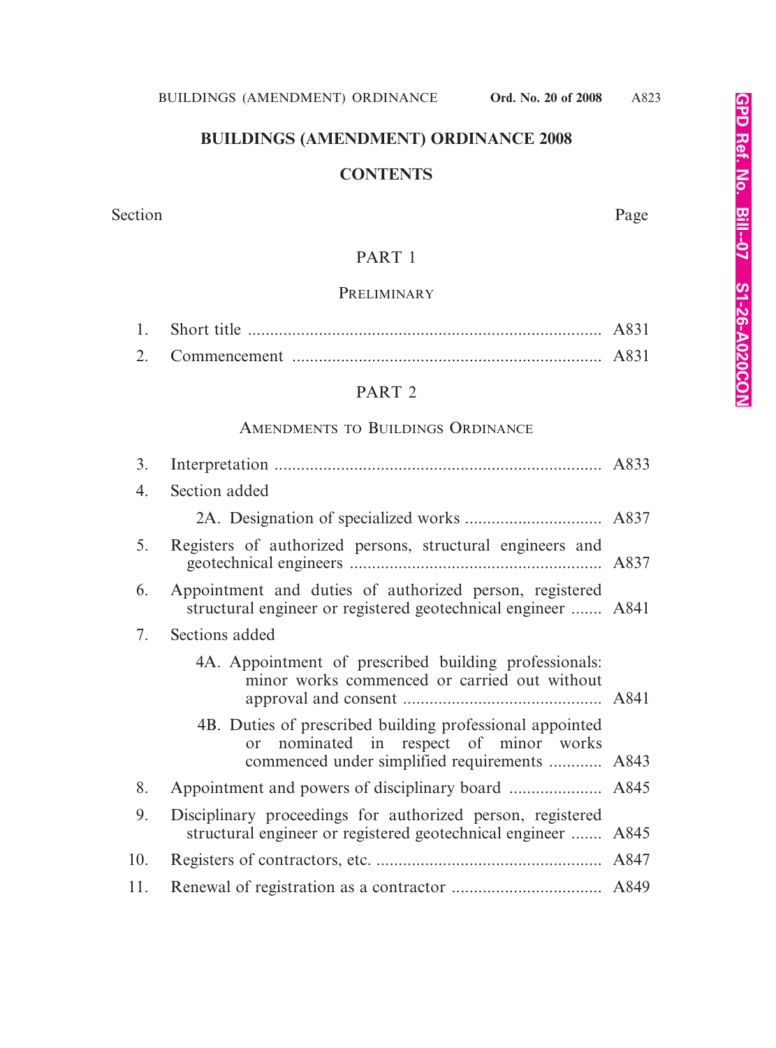# BUILDINGS (AMENDMENT) ORDINANCE 2008

## CONTENTS

| Section | | Page |
|---|---|---|
| | **PART 1** | |
| | PRELIMINARY | |
| 1. | Short title | A831 |
| 2. | Commencement | A831 |
| | **PART 2** | |
| | AMENDMENTS TO BUILDINGS ORDINANCE | |
| 3. | Interpretation | A833 |
| 4. | Section added | |
| | 2A. Designation of specialized works | A837 |
| 5. | Registers of authorized persons, structural engineers and geotechnical engineers | A837 |
| 6. | Appointment and duties of authorized person, registered structural engineer or registered geotechnical engineer | A841 |
| 7. | Sections added | |
| | 4A. Appointment of prescribed building professionals: minor works commenced or carried out without approval and consent | A841 |
| | 4B. Duties of prescribed building professional appointed or nominated in respect of minor works commenced under simplified requirements | A843 |
| 8. | Appointment and powers of disciplinary board | A845 |
| 9. | Disciplinary proceedings for authorized person, registered structural engineer or registered geotechnical engineer | A845 |
| 10. | Registers of contractors, etc. | A847 |
| 11. | Renewal of registration as a contractor | A849 |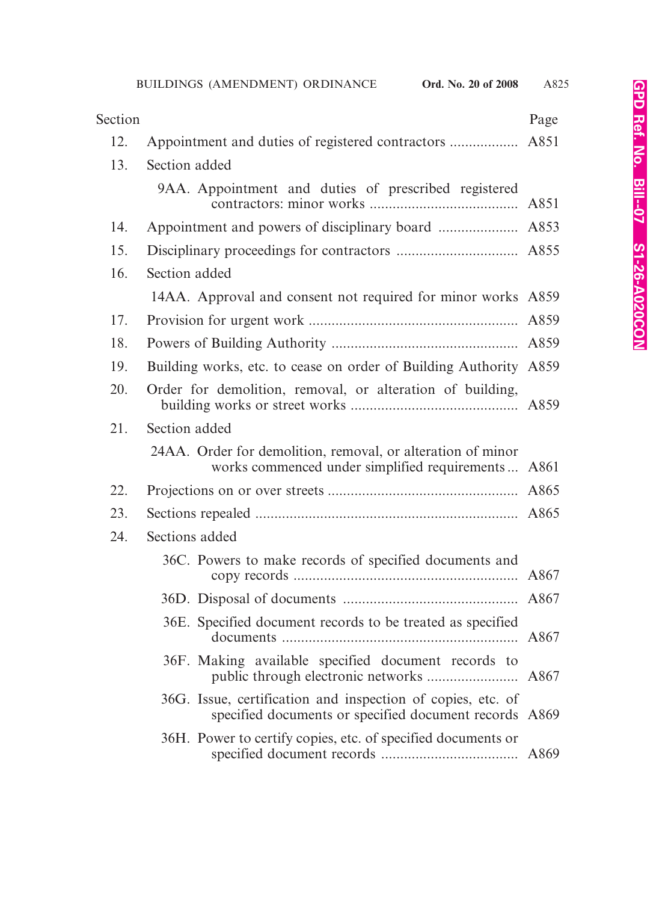| Section | | Page |
|---|---|---|
| 12. | Appointment and duties of registered contractors | A851 |
| 13. | Section added | |
| | 9AA. Appointment and duties of prescribed registered contractors: minor works | A851 |
| 14. | Appointment and powers of disciplinary board | A853 |
| 15. | Disciplinary proceedings for contractors | A855 |
| 16. | Section added | |
| | 14AA. Approval and consent not required for minor works | A859 |
| 17. | Provision for urgent work | A859 |
| 18. | Powers of Building Authority | A859 |
| 19. | Building works, etc. to cease on order of Building Authority | A859 |
| 20. | Order for demolition, removal, or alteration of building, building works or street works | A859 |
| 21. | Section added | |
| | 24AA. Order for demolition, removal, or alteration of minor works commenced under simplified requirements | A861 |
| 22. | Projections on or over streets | A865 |
| 23. | Sections repealed | A865 |
| 24. | Sections added | |
| | 36C. Powers to make records of specified documents and copy records | A867 |
| | 36D. Disposal of documents | A867 |
| | 36E. Specified document records to be treated as specified documents | A867 |
| | 36F. Making available specified document records to public through electronic networks | A867 |
| | 36G. Issue, certification and inspection of copies, etc. of specified documents or specified document records | A869 |
| | 36H. Power to certify copies, etc. of specified documents or specified document records | A869 |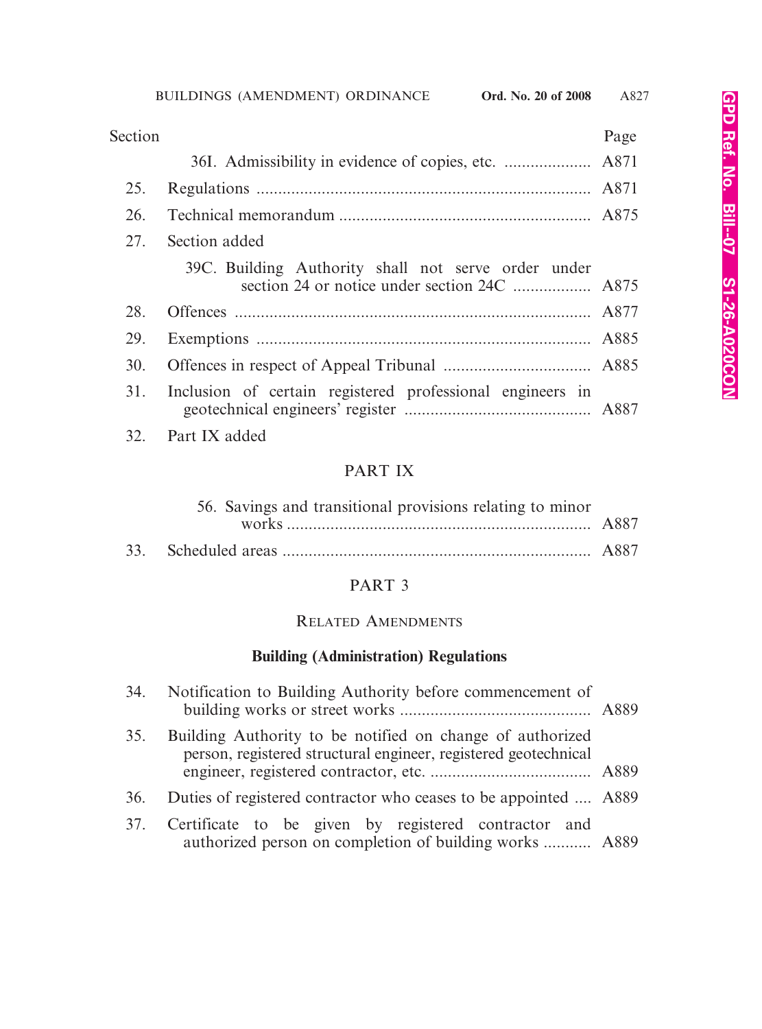| Section | | Page |
|---|---|---|
| | 36I. Admissibility in evidence of copies, etc. | A871 |
| 25. | Regulations | A871 |
| 26. | Technical memorandum | A875 |
| 27. | Section added | |
| | 39C. Building Authority shall not serve order under section 24 or notice under section 24C | A875 |
| 28. | Offences | A877 |
| 29. | Exemptions | A885 |
| 30. | Offences in respect of Appeal Tribunal | A885 |
| 31. | Inclusion of certain registered professional engineers in geotechnical engineers' register | A887 |
| 32. | Part IX added | |

PART IX

| | | |
|---|---|---|
| | 56. Savings and transitional provisions relating to minor works | A887 |
| 33. | Scheduled areas | A887 |

PART 3

RELATED AMENDMENTS

**Building (Administration) Regulations**

| | | |
|---|---|---|
| 34. | Notification to Building Authority before commencement of building works or street works | A889 |
| 35. | Building Authority to be notified on change of authorized person, registered structural engineer, registered geotechnical engineer, registered contractor, etc. | A889 |
| 36. | Duties of registered contractor who ceases to be appointed | A889 |
| 37. | Certificate to be given by registered contractor and authorized person on completion of building works | A889 |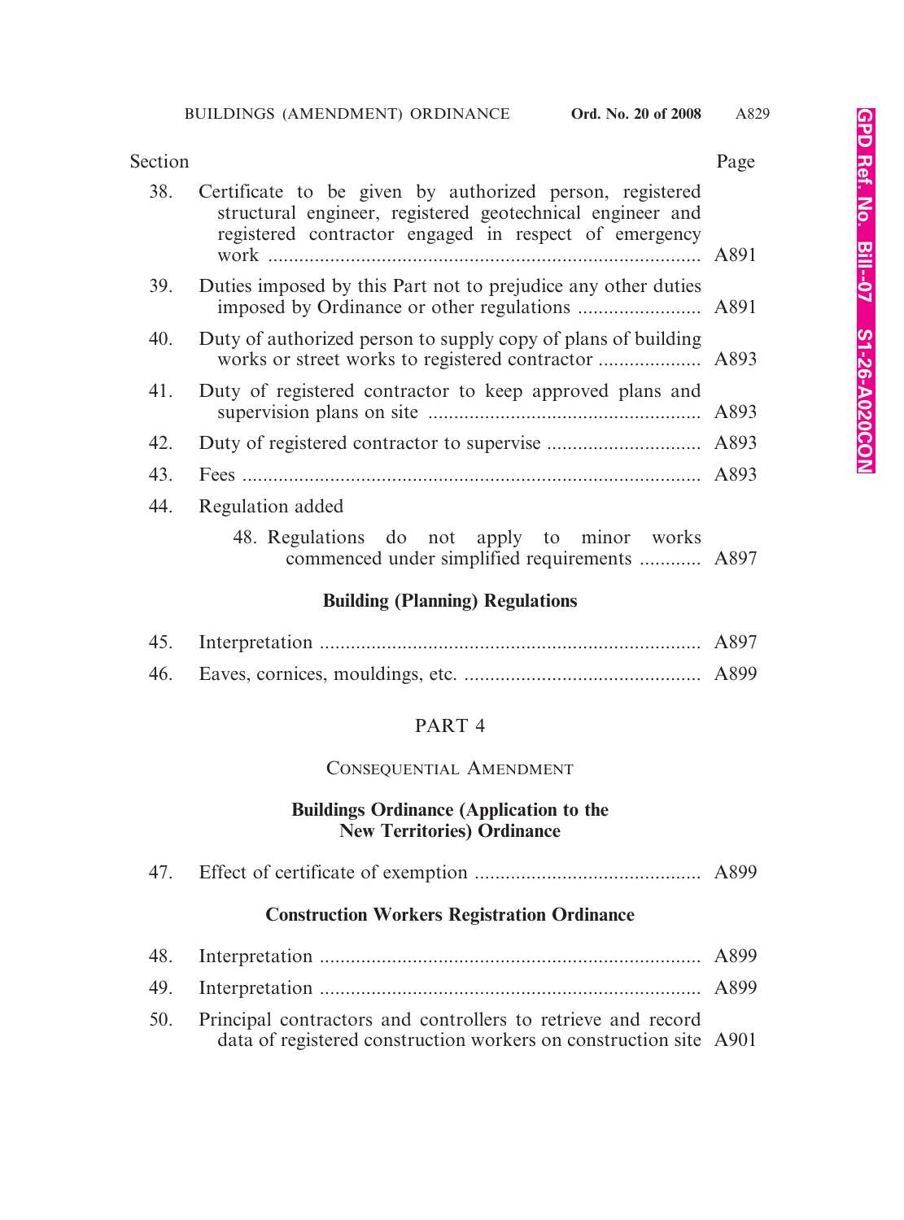| Section | | Page |
|---|---|---|
| 38. | Certificate to be given by authorized person, registered structural engineer, registered geotechnical engineer and registered contractor engaged in respect of emergency work | A891 |
| 39. | Duties imposed by this Part not to prejudice any other duties imposed by Ordinance or other regulations | A891 |
| 40. | Duty of authorized person to supply copy of plans of building works or street works to registered contractor | A893 |
| 41. | Duty of registered contractor to keep approved plans and supervision plans on site | A893 |
| 42. | Duty of registered contractor to supervise | A893 |
| 43. | Fees | A893 |
| 44. | Regulation added | |
| | 48. Regulations do not apply to minor works commenced under simplified requirements | A897 |

**Building (Planning) Regulations**

| | | |
|---|---|---|
| 45. | Interpretation | A897 |
| 46. | Eaves, cornices, mouldings, etc. | A899 |

## PART 4

### CONSEQUENTIAL AMENDMENT

**Buildings Ordinance (Application to the New Territories) Ordinance**

| | | |
|---|---|---|
| 47. | Effect of certificate of exemption | A899 |

**Construction Workers Registration Ordinance**

| | | |
|---|---|---|
| 48. | Interpretation | A899 |
| 49. | Interpretation | A899 |
| 50. | Principal contractors and controllers to retrieve and record data of registered construction workers on construction site | A901 |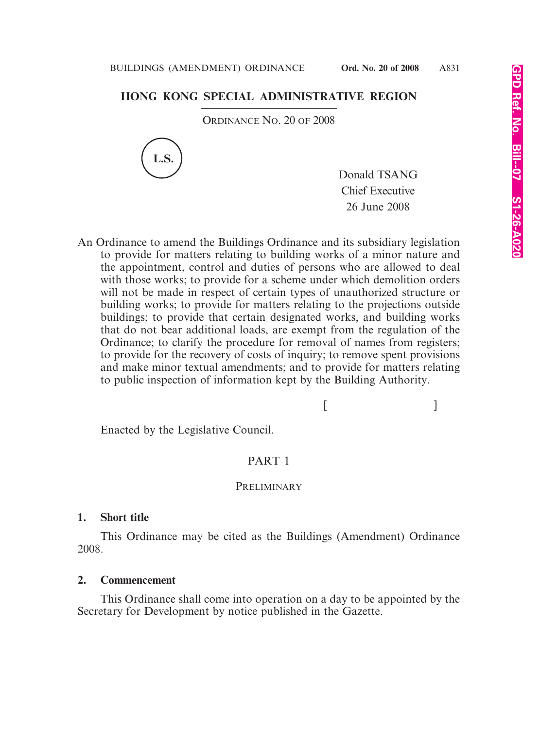## HONG KONG SPECIAL ADMINISTRATIVE REGION

ORDINANCE NO. 20 OF 2008

L.S.

Donald TSANG
Chief Executive
26 June 2008

An Ordinance to amend the Buildings Ordinance and its subsidiary legislation to provide for matters relating to building works of a minor nature and the appointment, control and duties of persons who are allowed to deal with those works; to provide for a scheme under which demolition orders will not be made in respect of certain types of unauthorized structure or building works; to provide for matters relating to the projections outside buildings; to provide that certain designated works, and building works that do not bear additional loads, are exempt from the regulation of the Ordinance; to clarify the procedure for removal of names from registers; to provide for the recovery of costs of inquiry; to remove spent provisions and make minor textual amendments; and to provide for matters relating to public inspection of information kept by the Building Authority.

[ ]

Enacted by the Legislative Council.

## PART 1

### PRELIMINARY

**1. Short title**

This Ordinance may be cited as the Buildings (Amendment) Ordinance 2008.

**2. Commencement**

This Ordinance shall come into operation on a day to be appointed by the Secretary for Development by notice published in the Gazette.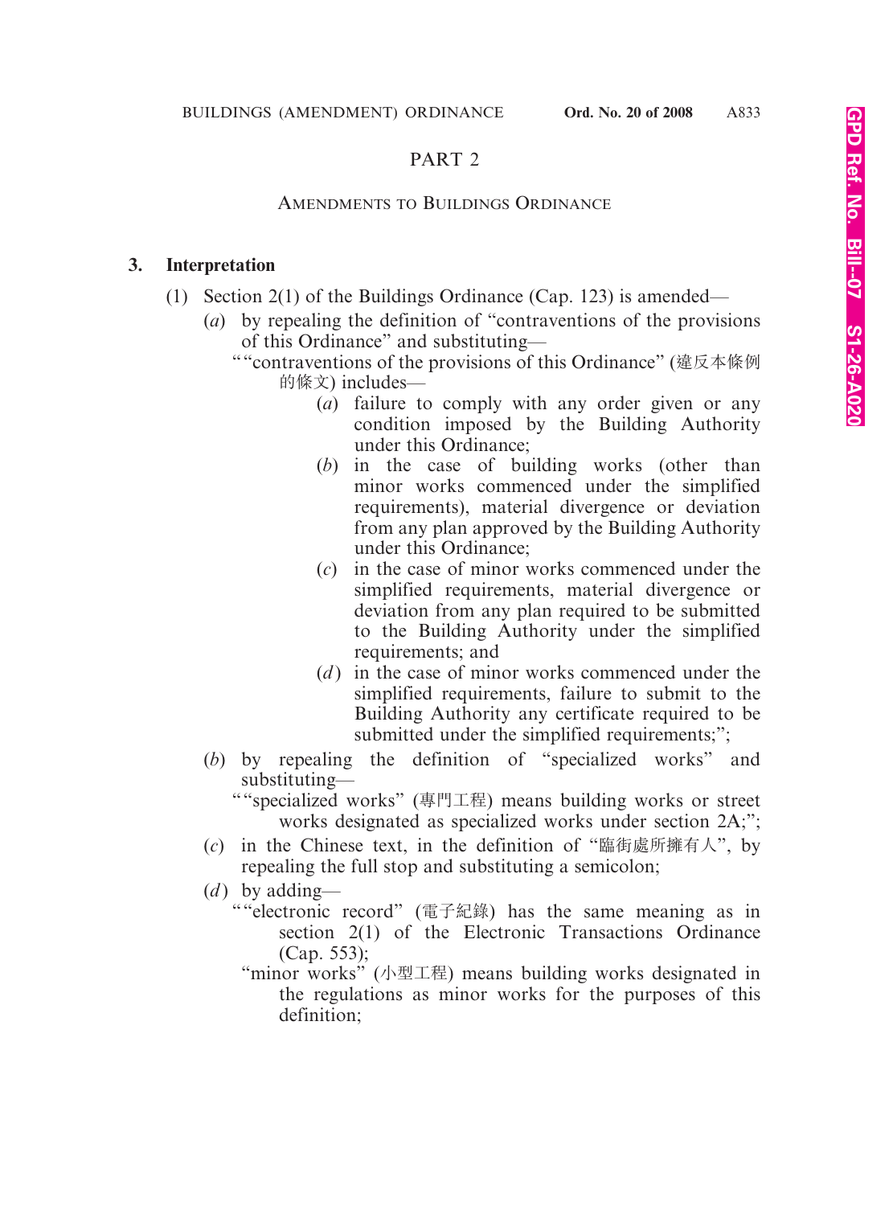## PART 2

### AMENDMENTS TO BUILDINGS ORDINANCE

**3. Interpretation**

(1) Section 2(1) of the Buildings Ordinance (Cap. 123) is amended—

(*a*) by repealing the definition of "contraventions of the provisions of this Ordinance" and substituting—

""contraventions of the provisions of this Ordinance" (違反本條例的條文) includes—

(*a*) failure to comply with any order given or any condition imposed by the Building Authority under this Ordinance;

(*b*) in the case of building works (other than minor works commenced under the simplified requirements), material divergence or deviation from any plan approved by the Building Authority under this Ordinance;

(*c*) in the case of minor works commenced under the simplified requirements, material divergence or deviation from any plan required to be submitted to the Building Authority under the simplified requirements; and

(*d*) in the case of minor works commenced under the simplified requirements, failure to submit to the Building Authority any certificate required to be submitted under the simplified requirements;";

(*b*) by repealing the definition of "specialized works" and substituting—

""specialized works" (專門工程) means building works or street works designated as specialized works under section 2A;";

(*c*) in the Chinese text, in the definition of "臨街處所擁有人", by repealing the full stop and substituting a semicolon;

(*d*) by adding—

""electronic record" (電子紀錄) has the same meaning as in section 2(1) of the Electronic Transactions Ordinance (Cap. 553);

"minor works" (小型工程) means building works designated in the regulations as minor works for the purposes of this definition;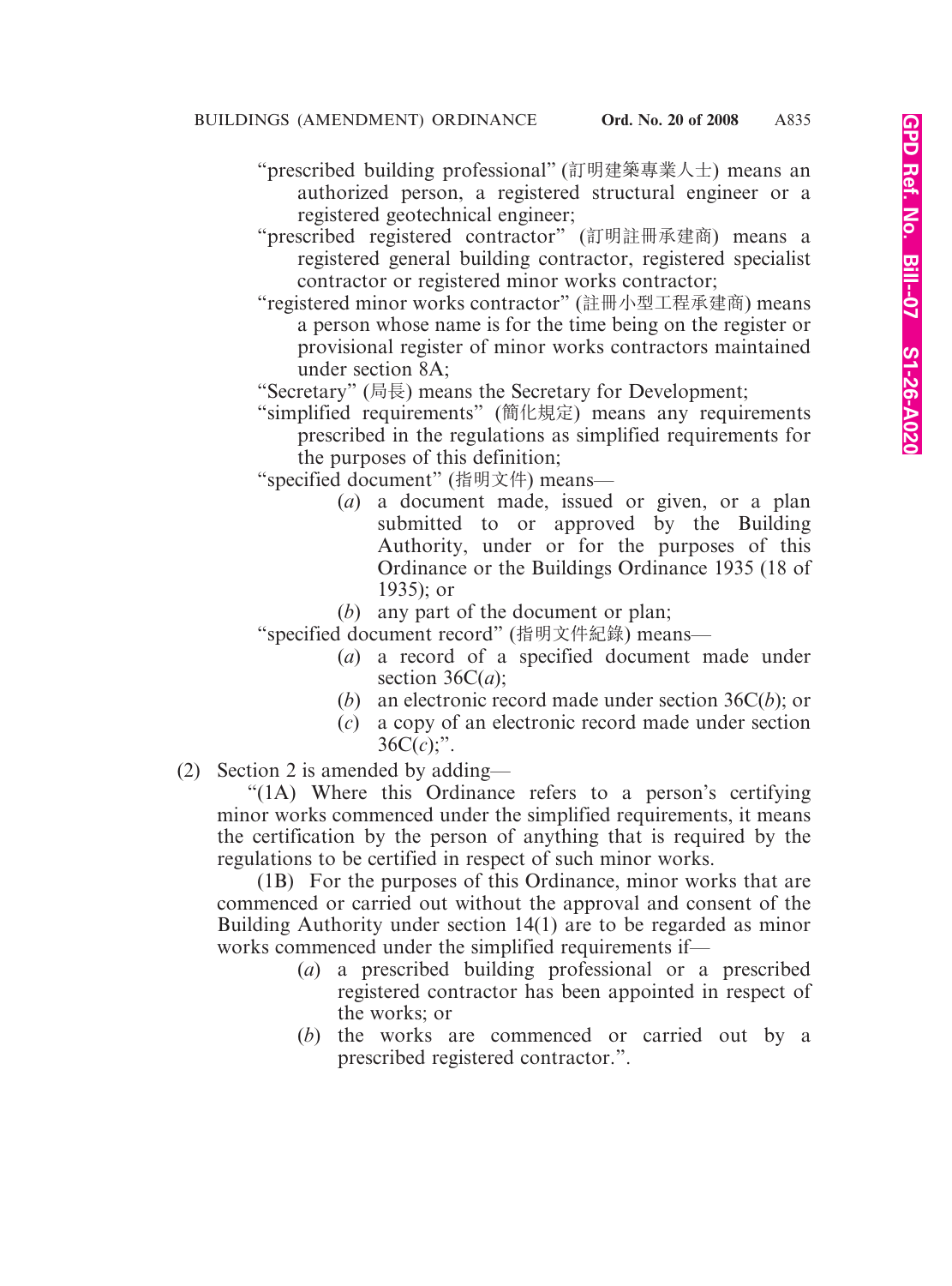"prescribed building professional" (訂明建築專業人士) means an authorized person, a registered structural engineer or a registered geotechnical engineer;

"prescribed registered contractor" (訂明註冊承建商) means a registered general building contractor, registered specialist contractor or registered minor works contractor;

"registered minor works contractor" (註冊小型工程承建商) means a person whose name is for the time being on the register or provisional register of minor works contractors maintained under section 8A;

"Secretary" (局長) means the Secretary for Development;

"simplified requirements" (簡化規定) means any requirements prescribed in the regulations as simplified requirements for the purposes of this definition;

"specified document" (指明文件) means—

(*a*) a document made, issued or given, or a plan submitted to or approved by the Building Authority, under or for the purposes of this Ordinance or the Buildings Ordinance 1935 (18 of 1935); or

(*b*) any part of the document or plan;

"specified document record" (指明文件紀錄) means—

(*a*) a record of a specified document made under section 36C(*a*);

(*b*) an electronic record made under section 36C(*b*); or

(*c*) a copy of an electronic record made under section 36C(*c*);".

(2) Section 2 is amended by adding—

"(1A) Where this Ordinance refers to a person's certifying minor works commenced under the simplified requirements, it means the certification by the person of anything that is required by the regulations to be certified in respect of such minor works.

(1B) For the purposes of this Ordinance, minor works that are commenced or carried out without the approval and consent of the Building Authority under section 14(1) are to be regarded as minor works commenced under the simplified requirements if—

(*a*) a prescribed building professional or a prescribed registered contractor has been appointed in respect of the works; or

(*b*) the works are commenced or carried out by a prescribed registered contractor.".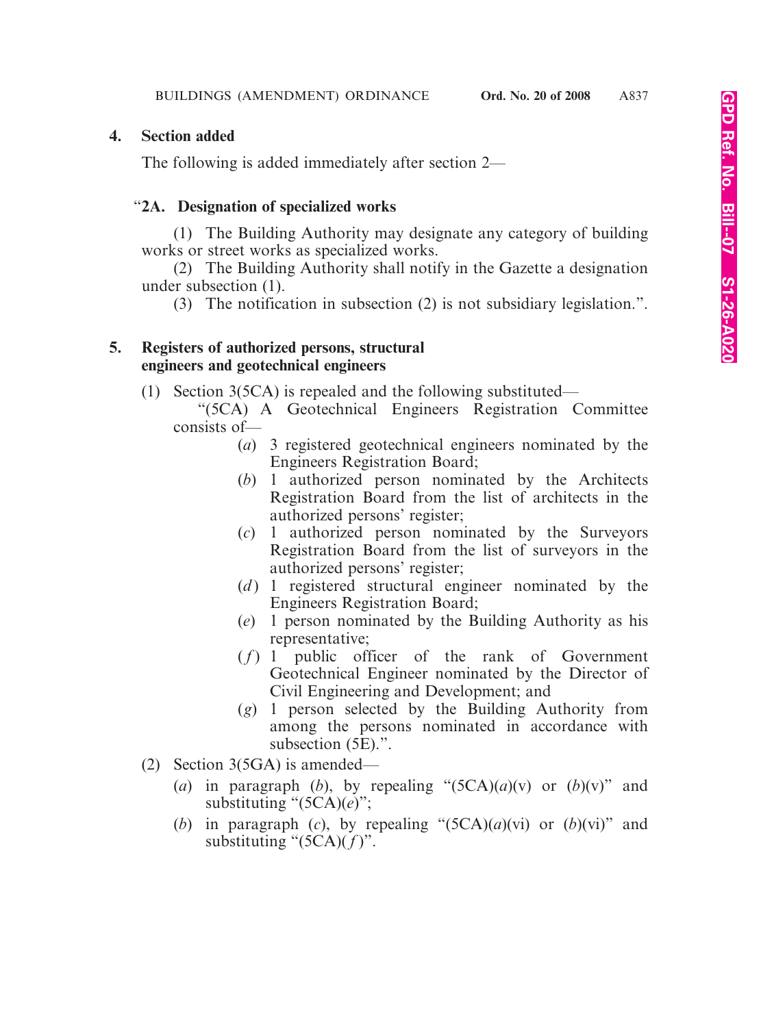**4. Section added**

The following is added immediately after section 2—

"**2A. Designation of specialized works**

(1) The Building Authority may designate any category of building works or street works as specialized works.

(2) The Building Authority shall notify in the Gazette a designation under subsection (1).

(3) The notification in subsection (2) is not subsidiary legislation.".

**5. Registers of authorized persons, structural engineers and geotechnical engineers**

(1) Section 3(5CA) is repealed and the following substituted—

"(5CA) A Geotechnical Engineers Registration Committee consists of—

(*a*) 3 registered geotechnical engineers nominated by the Engineers Registration Board;

(*b*) 1 authorized person nominated by the Architects Registration Board from the list of architects in the authorized persons' register;

(*c*) 1 authorized person nominated by the Surveyors Registration Board from the list of surveyors in the authorized persons' register;

(*d*) 1 registered structural engineer nominated by the Engineers Registration Board;

(*e*) 1 person nominated by the Building Authority as his representative;

(*f*) 1 public officer of the rank of Government Geotechnical Engineer nominated by the Director of Civil Engineering and Development; and

(*g*) 1 person selected by the Building Authority from among the persons nominated in accordance with subsection (5E).".

(2) Section 3(5GA) is amended—

(*a*) in paragraph (*b*), by repealing "(5CA)(*a*)(v) or (*b*)(v)" and substituting "(5CA)(*e*)";

(*b*) in paragraph (*c*), by repealing "(5CA)(*a*)(vi) or (*b*)(vi)" and substituting "(5CA)(*f*)".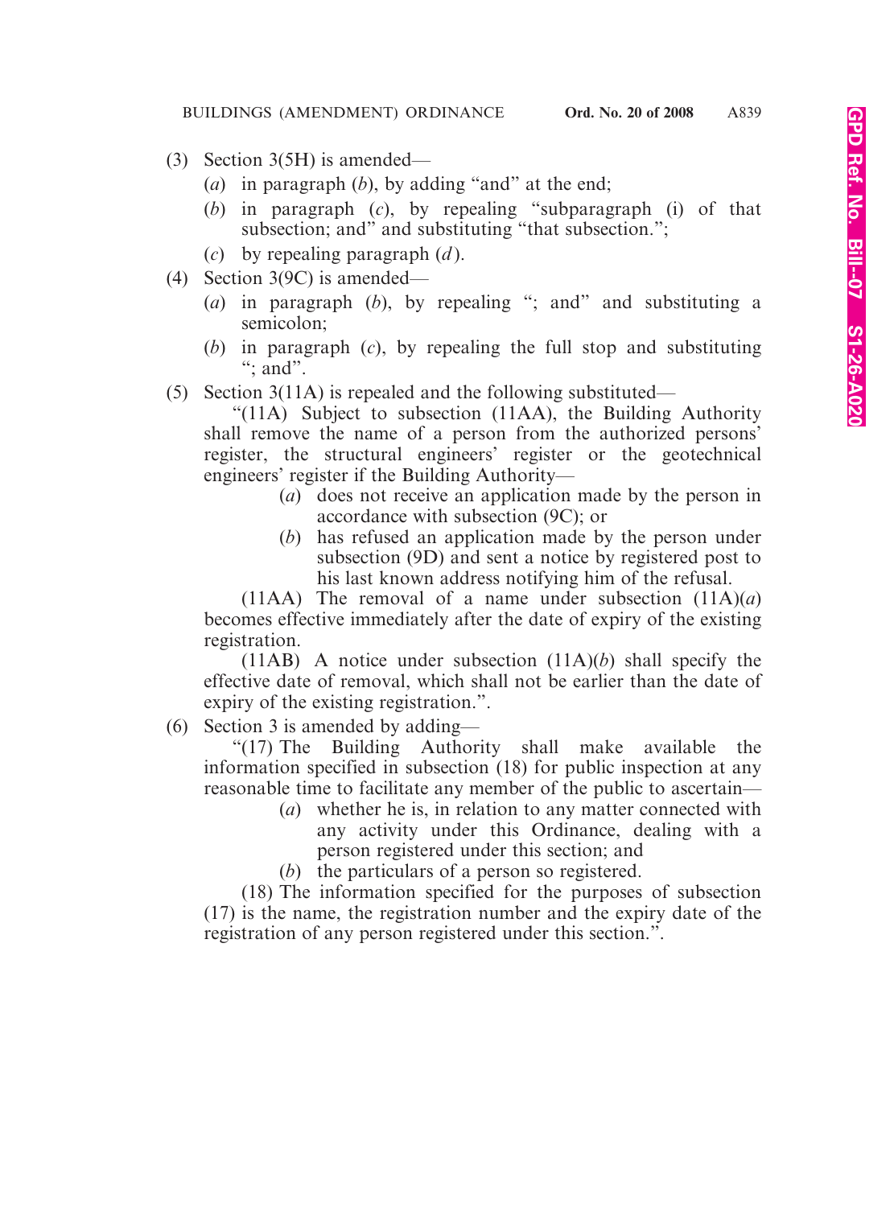(3) Section 3(5H) is amended—

(*a*) in paragraph (*b*), by adding "and" at the end;

(*b*) in paragraph (*c*), by repealing "subparagraph (i) of that subsection; and" and substituting "that subsection.";

(*c*) by repealing paragraph (*d*).

(4) Section 3(9C) is amended—

(*a*) in paragraph (*b*), by repealing "; and" and substituting a semicolon;

(*b*) in paragraph (*c*), by repealing the full stop and substituting "; and".

(5) Section 3(11A) is repealed and the following substituted—

"(11A) Subject to subsection (11AA), the Building Authority shall remove the name of a person from the authorized persons' register, the structural engineers' register or the geotechnical engineers' register if the Building Authority—

(*a*) does not receive an application made by the person in accordance with subsection (9C); or

(*b*) has refused an application made by the person under subsection (9D) and sent a notice by registered post to his last known address notifying him of the refusal.

(11AA) The removal of a name under subsection (11A)(*a*) becomes effective immediately after the date of expiry of the existing registration.

(11AB) A notice under subsection (11A)(*b*) shall specify the effective date of removal, which shall not be earlier than the date of expiry of the existing registration.".

(6) Section 3 is amended by adding—

"(17) The Building Authority shall make available the information specified in subsection (18) for public inspection at any reasonable time to facilitate any member of the public to ascertain—

(*a*) whether he is, in relation to any matter connected with any activity under this Ordinance, dealing with a person registered under this section; and

(*b*) the particulars of a person so registered.

(18) The information specified for the purposes of subsection (17) is the name, the registration number and the expiry date of the registration of any person registered under this section.".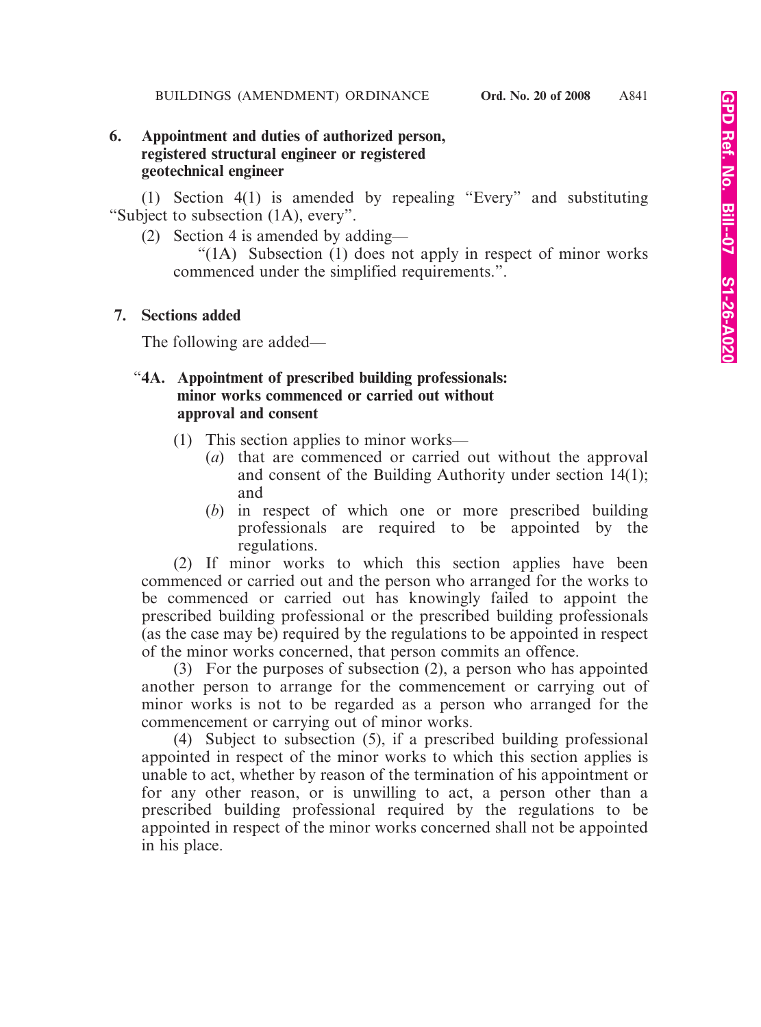**6. Appointment and duties of authorized person, registered structural engineer or registered geotechnical engineer**

(1) Section 4(1) is amended by repealing "Every" and substituting "Subject to subsection (1A), every".

(2) Section 4 is amended by adding—

"(1A) Subsection (1) does not apply in respect of minor works commenced under the simplified requirements.".

**7. Sections added**

The following are added—

"**4A. Appointment of prescribed building professionals: minor works commenced or carried out without approval and consent**

(1) This section applies to minor works—

(*a*) that are commenced or carried out without the approval and consent of the Building Authority under section 14(1); and

(*b*) in respect of which one or more prescribed building professionals are required to be appointed by the regulations.

(2) If minor works to which this section applies have been commenced or carried out and the person who arranged for the works to be commenced or carried out has knowingly failed to appoint the prescribed building professional or the prescribed building professionals (as the case may be) required by the regulations to be appointed in respect of the minor works concerned, that person commits an offence.

(3) For the purposes of subsection (2), a person who has appointed another person to arrange for the commencement or carrying out of minor works is not to be regarded as a person who arranged for the commencement or carrying out of minor works.

(4) Subject to subsection (5), if a prescribed building professional appointed in respect of the minor works to which this section applies is unable to act, whether by reason of the termination of his appointment or for any other reason, or is unwilling to act, a person other than a prescribed building professional required by the regulations to be appointed in respect of the minor works concerned shall not be appointed in his place.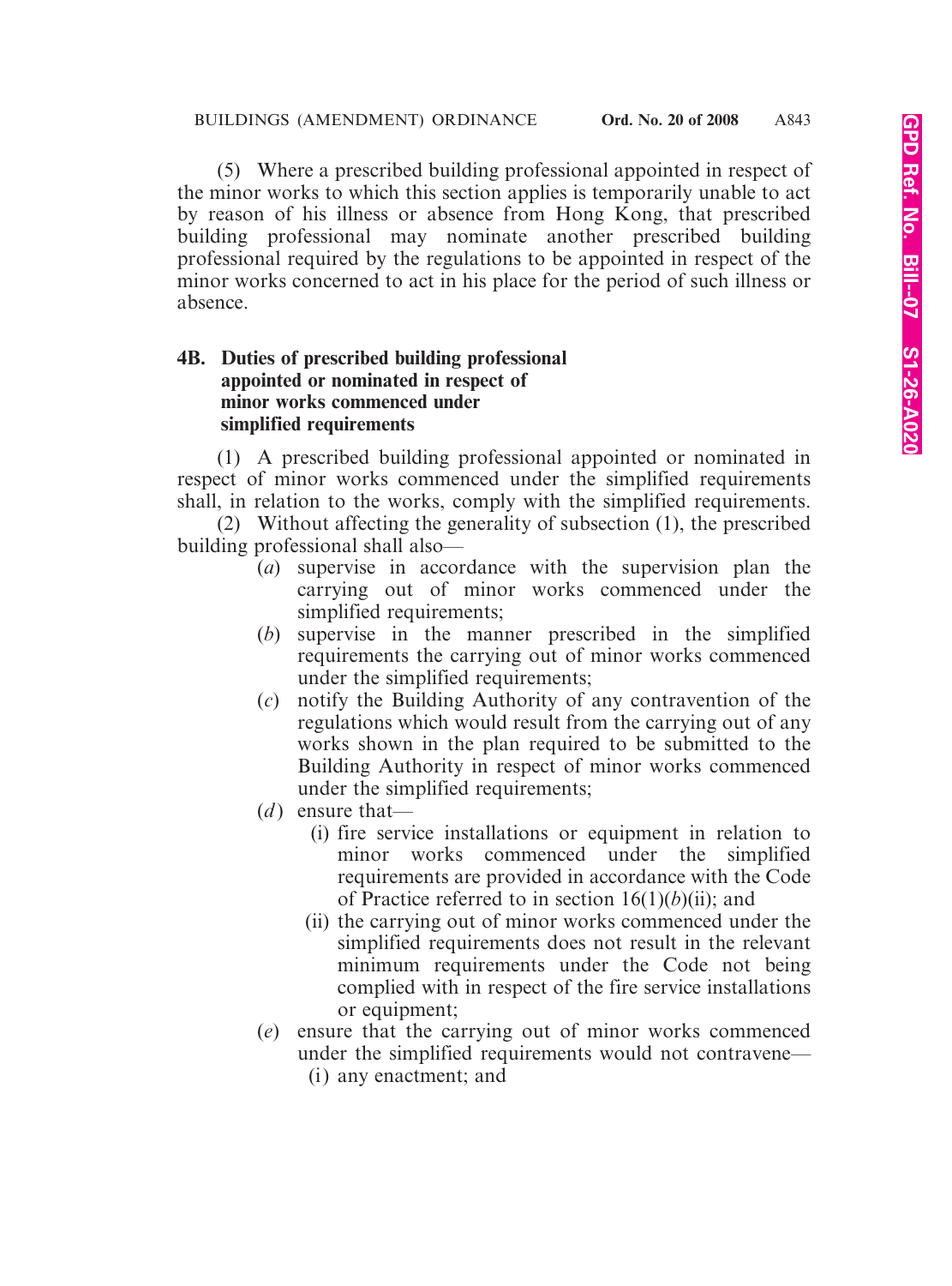(5) Where a prescribed building professional appointed in respect of the minor works to which this section applies is temporarily unable to act by reason of his illness or absence from Hong Kong, that prescribed building professional may nominate another prescribed building professional required by the regulations to be appointed in respect of the minor works concerned to act in his place for the period of such illness or absence.

**4B. Duties of prescribed building professional appointed or nominated in respect of minor works commenced under simplified requirements**

(1) A prescribed building professional appointed or nominated in respect of minor works commenced under the simplified requirements shall, in relation to the works, comply with the simplified requirements.

(2) Without affecting the generality of subsection (1), the prescribed building professional shall also—

(*a*) supervise in accordance with the supervision plan the carrying out of minor works commenced under the simplified requirements;

(*b*) supervise in the manner prescribed in the simplified requirements the carrying out of minor works commenced under the simplified requirements;

(*c*) notify the Building Authority of any contravention of the regulations which would result from the carrying out of any works shown in the plan required to be submitted to the Building Authority in respect of minor works commenced under the simplified requirements;

(*d*) ensure that—

(i) fire service installations or equipment in relation to minor works commenced under the simplified requirements are provided in accordance with the Code of Practice referred to in section 16(1)(*b*)(ii); and

(ii) the carrying out of minor works commenced under the simplified requirements does not result in the relevant minimum requirements under the Code not being complied with in respect of the fire service installations or equipment;

(*e*) ensure that the carrying out of minor works commenced under the simplified requirements would not contravene—

(i) any enactment; and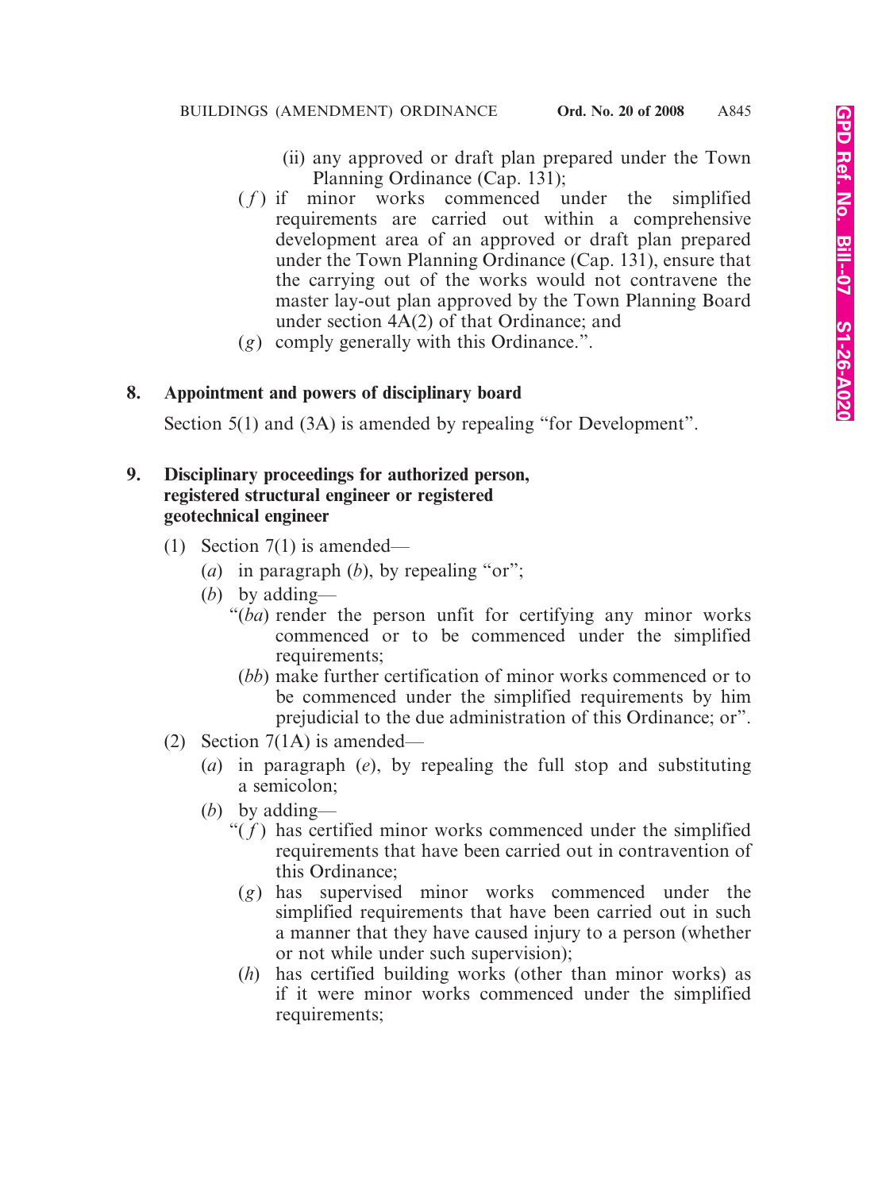(ii) any approved or draft plan prepared under the Town Planning Ordinance (Cap. 131);

(*f*) if minor works commenced under the simplified requirements are carried out within a comprehensive development area of an approved or draft plan prepared under the Town Planning Ordinance (Cap. 131), ensure that the carrying out of the works would not contravene the master lay-out plan approved by the Town Planning Board under section 4A(2) of that Ordinance; and

(*g*) comply generally with this Ordinance.".

**8. Appointment and powers of disciplinary board**

Section 5(1) and (3A) is amended by repealing "for Development".

**9. Disciplinary proceedings for authorized person, registered structural engineer or registered geotechnical engineer**

(1) Section 7(1) is amended—

(*a*) in paragraph (*b*), by repealing "or";

(*b*) by adding—

"(*ba*) render the person unfit for certifying any minor works commenced or to be commenced under the simplified requirements;

(*bb*) make further certification of minor works commenced or to be commenced under the simplified requirements by him prejudicial to the due administration of this Ordinance; or".

(2) Section 7(1A) is amended—

(*a*) in paragraph (*e*), by repealing the full stop and substituting a semicolon;

(*b*) by adding—

"(*f*) has certified minor works commenced under the simplified requirements that have been carried out in contravention of this Ordinance;

(*g*) has supervised minor works commenced under the simplified requirements that have been carried out in such a manner that they have caused injury to a person (whether or not while under such supervision);

(*h*) has certified building works (other than minor works) as if it were minor works commenced under the simplified requirements;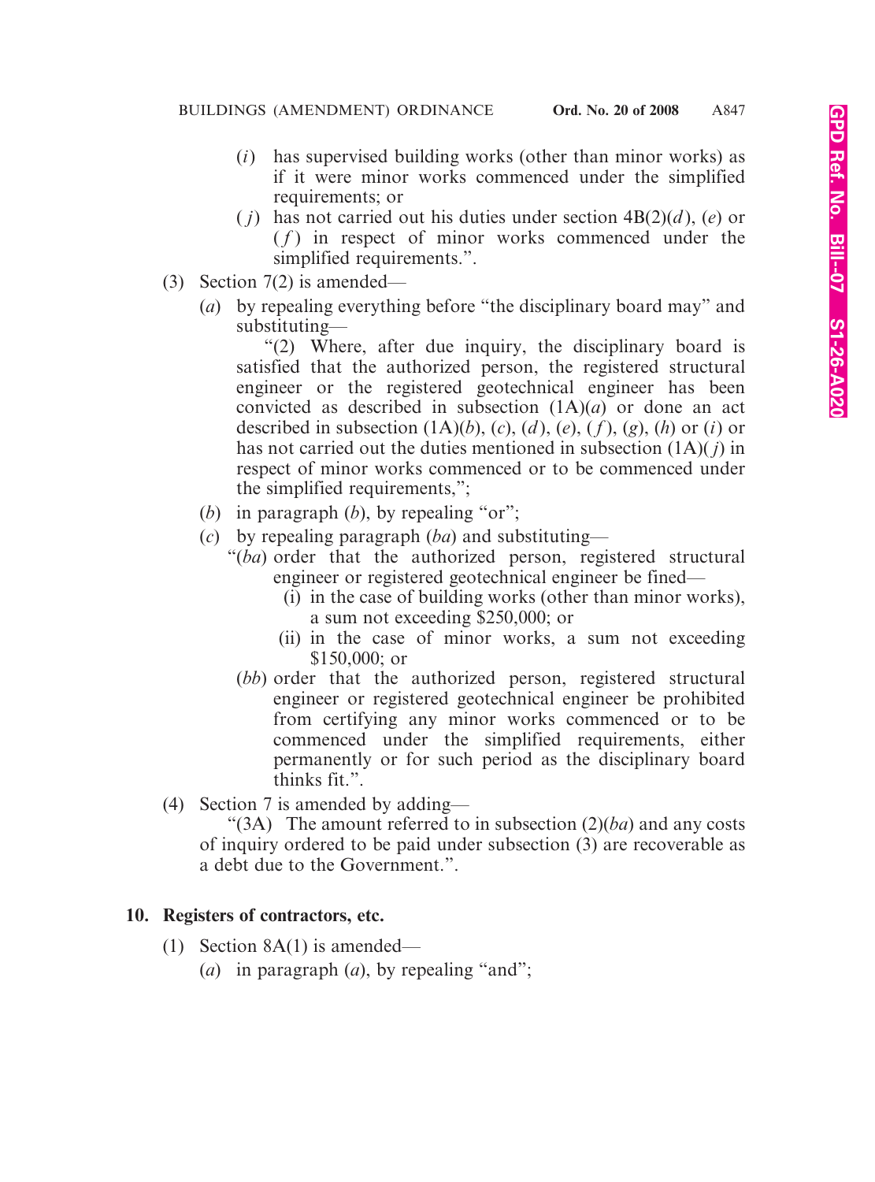(*i*) has supervised building works (other than minor works) as if it were minor works commenced under the simplified requirements; or

(*j*) has not carried out his duties under section 4B(2)(*d*), (*e*) or (*f*) in respect of minor works commenced under the simplified requirements.".

(3) Section 7(2) is amended—

(*a*) by repealing everything before "the disciplinary board may" and substituting—

"(2) Where, after due inquiry, the disciplinary board is satisfied that the authorized person, the registered structural engineer or the registered geotechnical engineer has been convicted as described in subsection (1A)(*a*) or done an act described in subsection (1A)(*b*), (*c*), (*d*), (*e*), (*f*), (*g*), (*h*) or (*i*) or has not carried out the duties mentioned in subsection (1A)(*j*) in respect of minor works commenced or to be commenced under the simplified requirements,";

(*b*) in paragraph (*b*), by repealing "or";

(*c*) by repealing paragraph (*ba*) and substituting—

"(*ba*) order that the authorized person, registered structural engineer or registered geotechnical engineer be fined—

(i) in the case of building works (other than minor works), a sum not exceeding $250,000; or

(ii) in the case of minor works, a sum not exceeding $150,000; or

(*bb*) order that the authorized person, registered structural engineer or registered geotechnical engineer be prohibited from certifying any minor works commenced or to be commenced under the simplified requirements, either permanently or for such period as the disciplinary board thinks fit.".

(4) Section 7 is amended by adding—

"(3A) The amount referred to in subsection (2)(*ba*) and any costs of inquiry ordered to be paid under subsection (3) are recoverable as a debt due to the Government.".

**10. Registers of contractors, etc.**

(1) Section 8A(1) is amended—

(*a*) in paragraph (*a*), by repealing "and";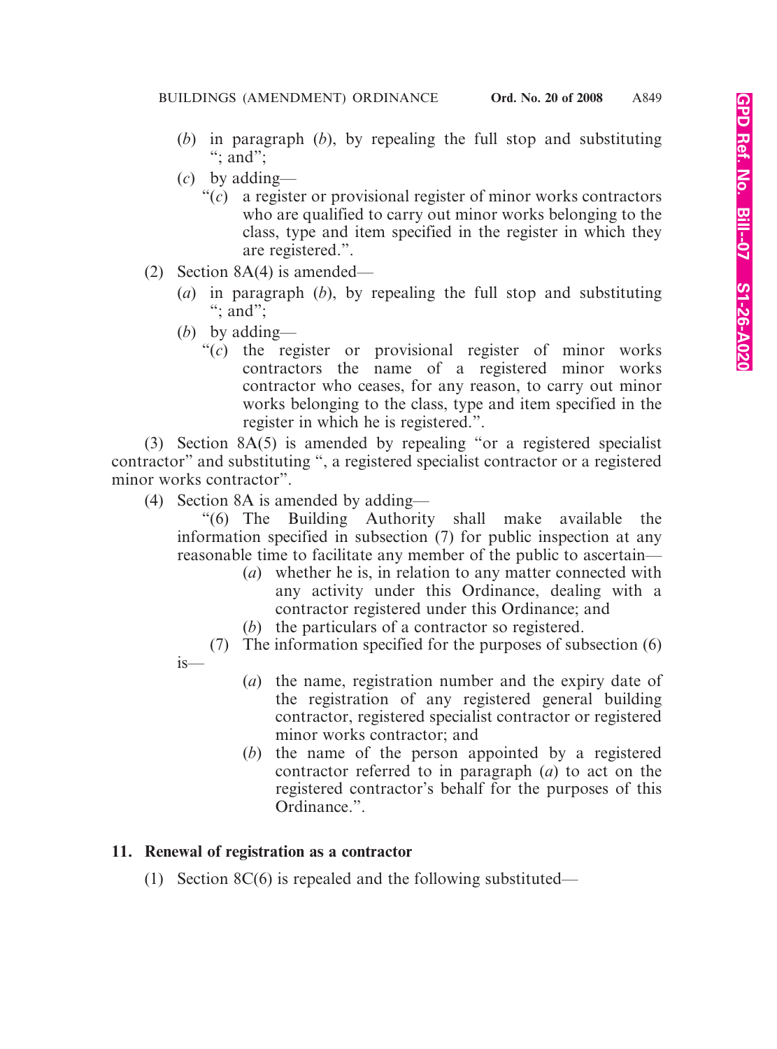(*b*) in paragraph (*b*), by repealing the full stop and substituting "; and";

(*c*) by adding—

"(*c*) a register or provisional register of minor works contractors who are qualified to carry out minor works belonging to the class, type and item specified in the register in which they are registered.".

(2) Section 8A(4) is amended—

(*a*) in paragraph (*b*), by repealing the full stop and substituting "; and";

(*b*) by adding—

"(*c*) the register or provisional register of minor works contractors the name of a registered minor works contractor who ceases, for any reason, to carry out minor works belonging to the class, type and item specified in the register in which he is registered.".

(3) Section 8A(5) is amended by repealing "or a registered specialist contractor" and substituting ", a registered specialist contractor or a registered minor works contractor".

(4) Section 8A is amended by adding—

"(6) The Building Authority shall make available the information specified in subsection (7) for public inspection at any reasonable time to facilitate any member of the public to ascertain—

(*a*) whether he is, in relation to any matter connected with any activity under this Ordinance, dealing with a contractor registered under this Ordinance; and

(*b*) the particulars of a contractor so registered.

(7) The information specified for the purposes of subsection (6) is—

(*a*) the name, registration number and the expiry date of the registration of any registered general building contractor, registered specialist contractor or registered minor works contractor; and

(*b*) the name of the person appointed by a registered contractor referred to in paragraph (*a*) to act on the registered contractor's behalf for the purposes of this Ordinance.".

**11. Renewal of registration as a contractor**

(1) Section 8C(6) is repealed and the following substituted—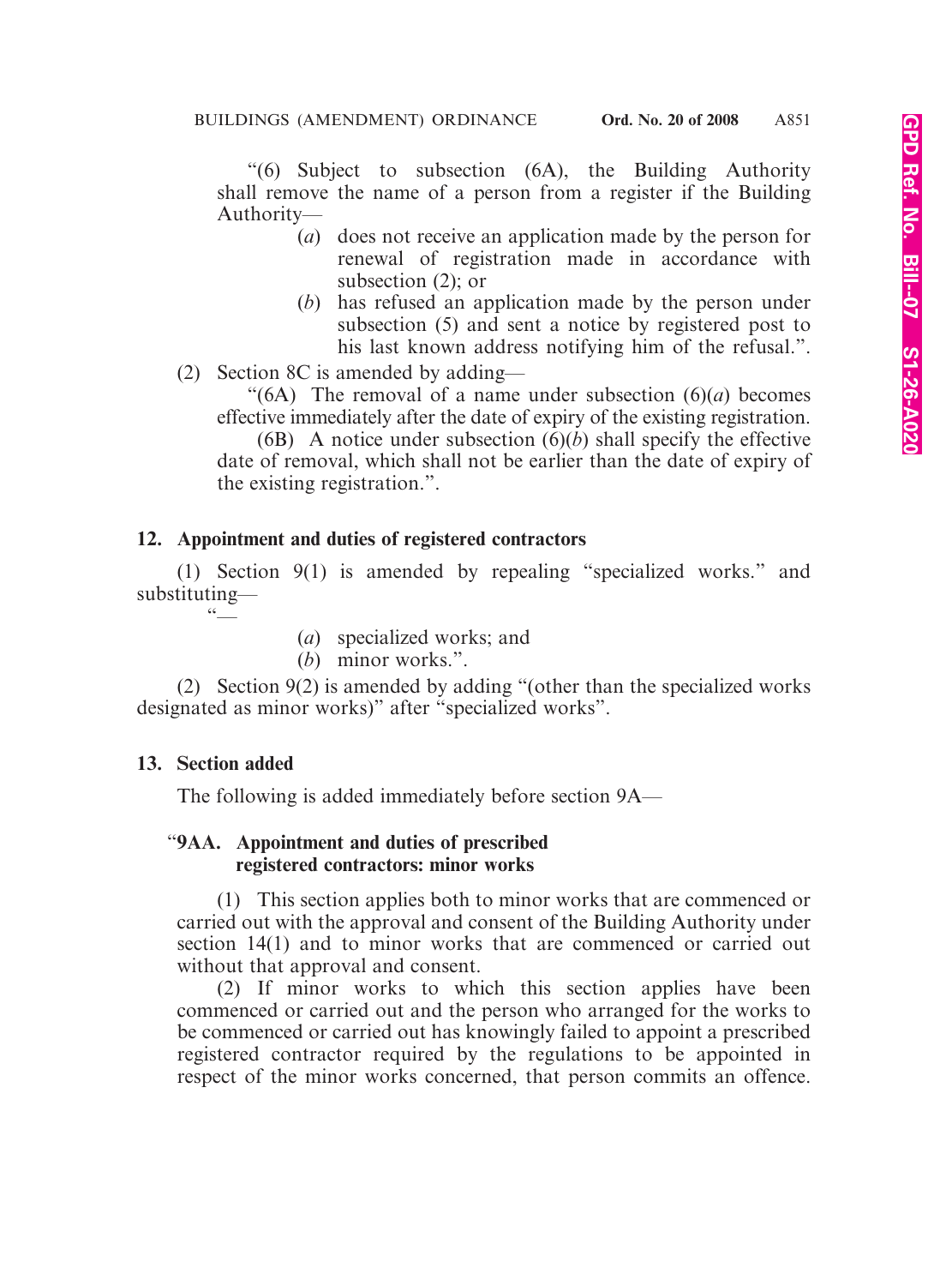"(6) Subject to subsection (6A), the Building Authority shall remove the name of a person from a register if the Building Authority—

(*a*) does not receive an application made by the person for renewal of registration made in accordance with subsection (2); or

(*b*) has refused an application made by the person under subsection (5) and sent a notice by registered post to his last known address notifying him of the refusal.".

(2) Section 8C is amended by adding—

"(6A) The removal of a name under subsection (6)(*a*) becomes effective immediately after the date of expiry of the existing registration.

(6B) A notice under subsection (6)(*b*) shall specify the effective date of removal, which shall not be earlier than the date of expiry of the existing registration.".

**12. Appointment and duties of registered contractors**

(1) Section 9(1) is amended by repealing "specialized works." and substituting—

"—

(*a*) specialized works; and

(*b*) minor works.".

(2) Section 9(2) is amended by adding "(other than the specialized works designated as minor works)" after "specialized works".

**13. Section added**

The following is added immediately before section 9A—

"**9AA. Appointment and duties of prescribed registered contractors: minor works**

(1) This section applies both to minor works that are commenced or carried out with the approval and consent of the Building Authority under section 14(1) and to minor works that are commenced or carried out without that approval and consent.

(2) If minor works to which this section applies have been commenced or carried out and the person who arranged for the works to be commenced or carried out has knowingly failed to appoint a prescribed registered contractor required by the regulations to be appointed in respect of the minor works concerned, that person commits an offence.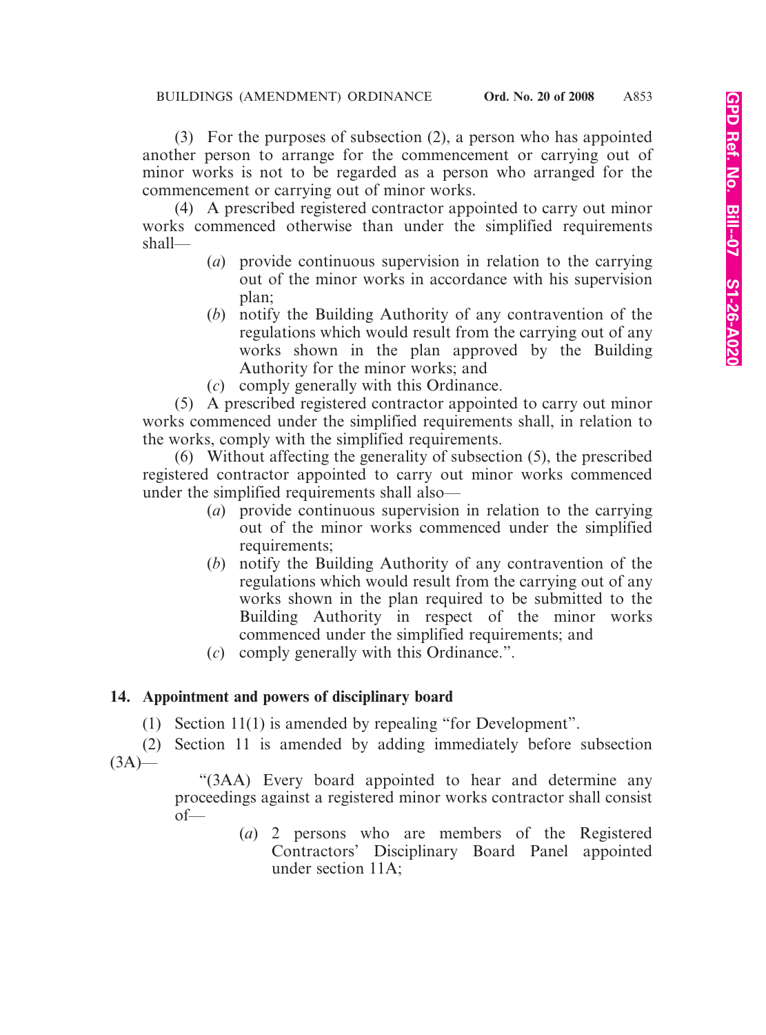(3) For the purposes of subsection (2), a person who has appointed another person to arrange for the commencement or carrying out of minor works is not to be regarded as a person who arranged for the commencement or carrying out of minor works.

(4) A prescribed registered contractor appointed to carry out minor works commenced otherwise than under the simplified requirements shall—

- (*a*) provide continuous supervision in relation to the carrying out of the minor works in accordance with his supervision plan;
- (*b*) notify the Building Authority of any contravention of the regulations which would result from the carrying out of any works shown in the plan approved by the Building Authority for the minor works; and
- (*c*) comply generally with this Ordinance.

(5) A prescribed registered contractor appointed to carry out minor works commenced under the simplified requirements shall, in relation to the works, comply with the simplified requirements.

(6) Without affecting the generality of subsection (5), the prescribed registered contractor appointed to carry out minor works commenced under the simplified requirements shall also—

- (*a*) provide continuous supervision in relation to the carrying out of the minor works commenced under the simplified requirements;
- (*b*) notify the Building Authority of any contravention of the regulations which would result from the carrying out of any works shown in the plan required to be submitted to the Building Authority in respect of the minor works commenced under the simplified requirements; and
- (*c*) comply generally with this Ordinance.".

**14. Appointment and powers of disciplinary board**

(1) Section 11(1) is amended by repealing "for Development".

(2) Section 11 is amended by adding immediately before subsection (3A)—

"(3AA) Every board appointed to hear and determine any proceedings against a registered minor works contractor shall consist of—

- (*a*) 2 persons who are members of the Registered Contractors' Disciplinary Board Panel appointed under section 11A;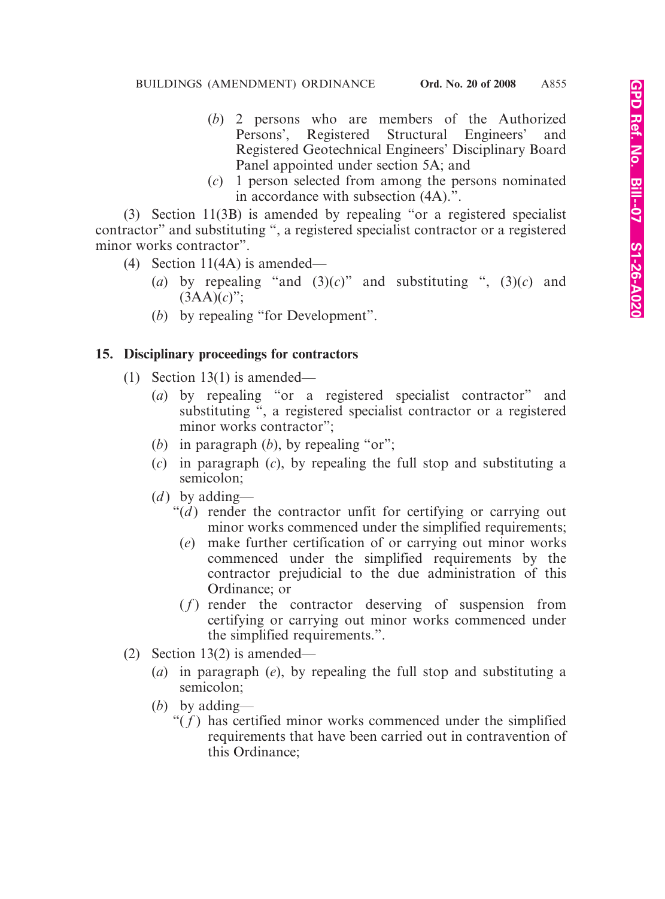(*b*) 2 persons who are members of the Authorized Persons', Registered Structural Engineers' and Registered Geotechnical Engineers' Disciplinary Board Panel appointed under section 5A; and

(*c*) 1 person selected from among the persons nominated in accordance with subsection (4A).".

(3) Section 11(3B) is amended by repealing "or a registered specialist contractor" and substituting ", a registered specialist contractor or a registered minor works contractor".

(4) Section 11(4A) is amended—

(*a*) by repealing "and (3)(*c*)" and substituting ", (3)(*c*) and (3AA)(*c*)";

(*b*) by repealing "for Development".

**15. Disciplinary proceedings for contractors**

(1) Section 13(1) is amended—

(*a*) by repealing "or a registered specialist contractor" and substituting ", a registered specialist contractor or a registered minor works contractor";

(*b*) in paragraph (*b*), by repealing "or";

(*c*) in paragraph (*c*), by repealing the full stop and substituting a semicolon;

(*d*) by adding—

"(*d*) render the contractor unfit for certifying or carrying out minor works commenced under the simplified requirements;

(*e*) make further certification of or carrying out minor works commenced under the simplified requirements by the contractor prejudicial to the due administration of this Ordinance; or

(*f*) render the contractor deserving of suspension from certifying or carrying out minor works commenced under the simplified requirements.".

(2) Section 13(2) is amended—

(*a*) in paragraph (*e*), by repealing the full stop and substituting a semicolon;

(*b*) by adding—

"(*f*) has certified minor works commenced under the simplified requirements that have been carried out in contravention of this Ordinance;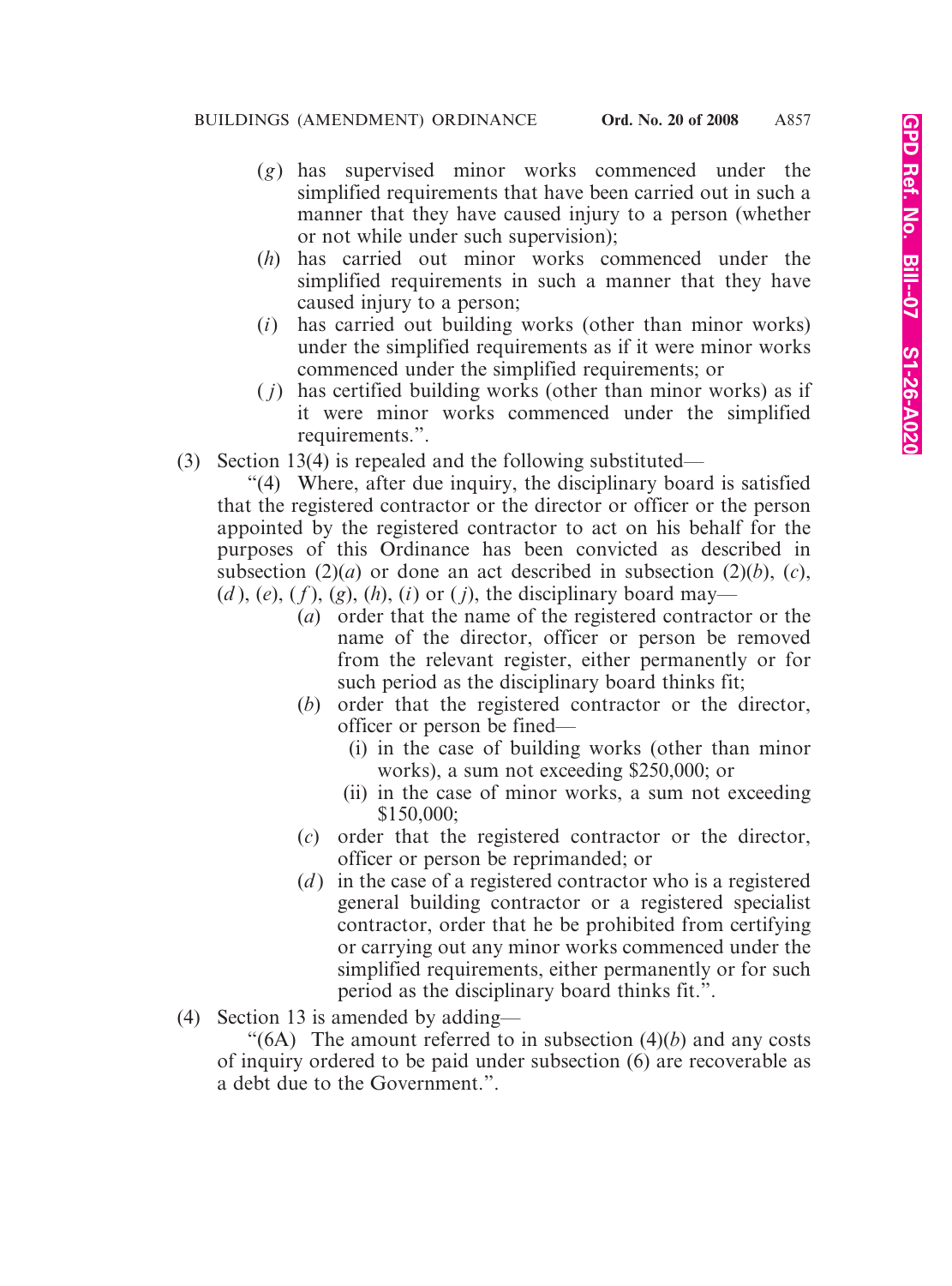(*g*) has supervised minor works commenced under the simplified requirements that have been carried out in such a manner that they have caused injury to a person (whether or not while under such supervision);

(*h*) has carried out minor works commenced under the simplified requirements in such a manner that they have caused injury to a person;

(*i*) has carried out building works (other than minor works) under the simplified requirements as if it were minor works commenced under the simplified requirements; or

(*j*) has certified building works (other than minor works) as if it were minor works commenced under the simplified requirements.".

(3) Section 13(4) is repealed and the following substituted—

"(4) Where, after due inquiry, the disciplinary board is satisfied that the registered contractor or the director or officer or the person appointed by the registered contractor to act on his behalf for the purposes of this Ordinance has been convicted as described in subsection (2)(*a*) or done an act described in subsection (2)(*b*), (*c*), (*d*), (*e*), (*f*), (*g*), (*h*), (*i*) or (*j*), the disciplinary board may—

(*a*) order that the name of the registered contractor or the name of the director, officer or person be removed from the relevant register, either permanently or for such period as the disciplinary board thinks fit;

(*b*) order that the registered contractor or the director, officer or person be fined—

(i) in the case of building works (other than minor works), a sum not exceeding $250,000; or

(ii) in the case of minor works, a sum not exceeding $150,000;

(*c*) order that the registered contractor or the director, officer or person be reprimanded; or

(*d*) in the case of a registered contractor who is a registered general building contractor or a registered specialist contractor, order that he be prohibited from certifying or carrying out any minor works commenced under the simplified requirements, either permanently or for such period as the disciplinary board thinks fit.".

(4) Section 13 is amended by adding—

"(6A) The amount referred to in subsection (4)(*b*) and any costs of inquiry ordered to be paid under subsection (6) are recoverable as a debt due to the Government.".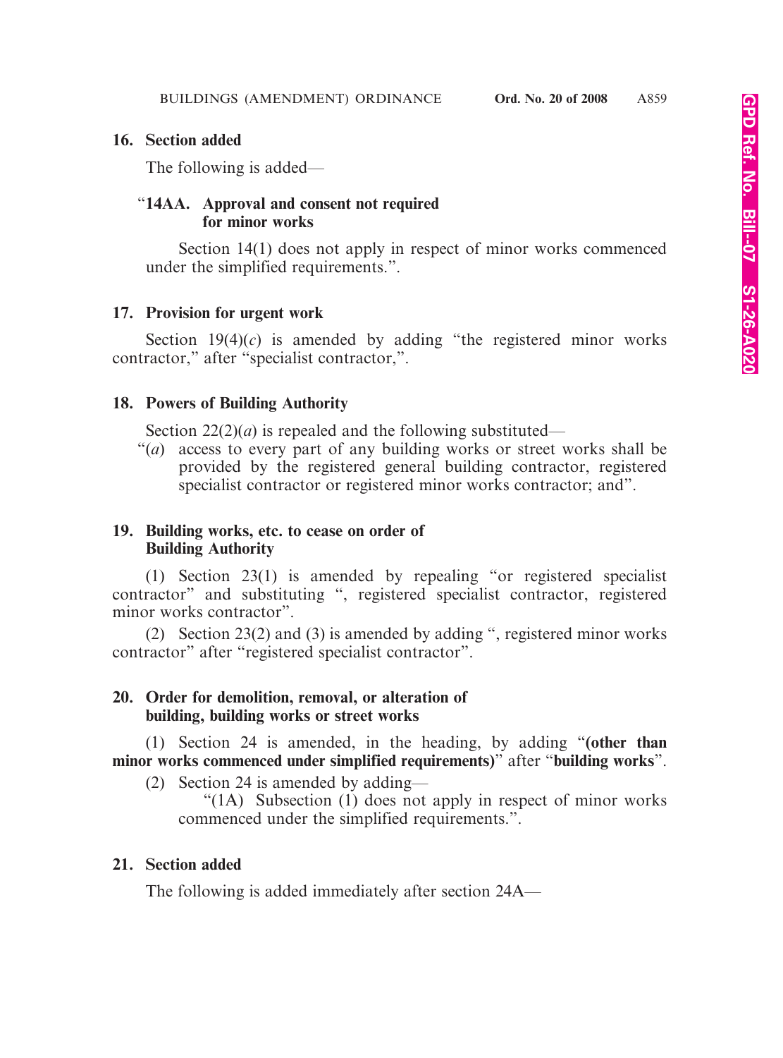**16. Section added**

The following is added—

"**14AA. Approval and consent not required for minor works**

Section 14(1) does not apply in respect of minor works commenced under the simplified requirements.".

**17. Provision for urgent work**

Section 19(4)(*c*) is amended by adding "the registered minor works contractor," after "specialist contractor,".

**18. Powers of Building Authority**

Section 22(2)(*a*) is repealed and the following substituted—

"(*a*) access to every part of any building works or street works shall be provided by the registered general building contractor, registered specialist contractor or registered minor works contractor; and".

**19. Building works, etc. to cease on order of Building Authority**

(1) Section 23(1) is amended by repealing "or registered specialist contractor" and substituting ", registered specialist contractor, registered minor works contractor".

(2) Section 23(2) and (3) is amended by adding ", registered minor works contractor" after "registered specialist contractor".

**20. Order for demolition, removal, or alteration of building, building works or street works**

(1) Section 24 is amended, in the heading, by adding "**(other than minor works commenced under simplified requirements)**" after "**building works**".

(2) Section 24 is amended by adding—

"(1A) Subsection (1) does not apply in respect of minor works commenced under the simplified requirements.".

**21. Section added**

The following is added immediately after section 24A—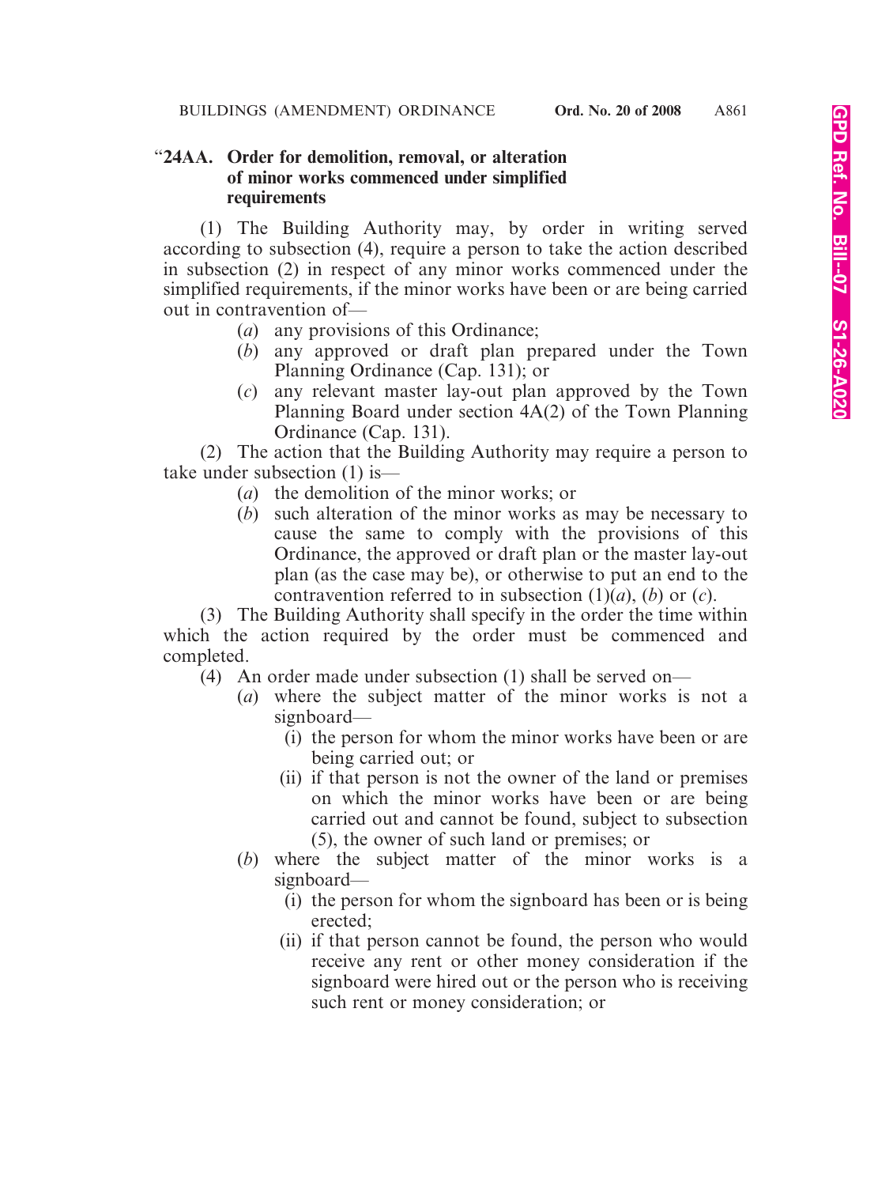### "24AA. Order for demolition, removal, or alteration of minor works commenced under simplified requirements

(1) The Building Authority may, by order in writing served according to subsection (4), require a person to take the action described in subsection (2) in respect of any minor works commenced under the simplified requirements, if the minor works have been or are being carried out in contravention of—

(*a*) any provisions of this Ordinance;

(*b*) any approved or draft plan prepared under the Town Planning Ordinance (Cap. 131); or

(*c*) any relevant master lay-out plan approved by the Town Planning Board under section 4A(2) of the Town Planning Ordinance (Cap. 131).

(2) The action that the Building Authority may require a person to take under subsection (1) is—

(*a*) the demolition of the minor works; or

(*b*) such alteration of the minor works as may be necessary to cause the same to comply with the provisions of this Ordinance, the approved or draft plan or the master lay-out plan (as the case may be), or otherwise to put an end to the contravention referred to in subsection (1)(*a*), (*b*) or (*c*).

(3) The Building Authority shall specify in the order the time within which the action required by the order must be commenced and completed.

(4) An order made under subsection (1) shall be served on—

(*a*) where the subject matter of the minor works is not a signboard—

(i) the person for whom the minor works have been or are being carried out; or

(ii) if that person is not the owner of the land or premises on which the minor works have been or are being carried out and cannot be found, subject to subsection (5), the owner of such land or premises; or

(*b*) where the subject matter of the minor works is a signboard—

(i) the person for whom the signboard has been or is being erected;

(ii) if that person cannot be found, the person who would receive any rent or other money consideration if the signboard were hired out or the person who is receiving such rent or money consideration; or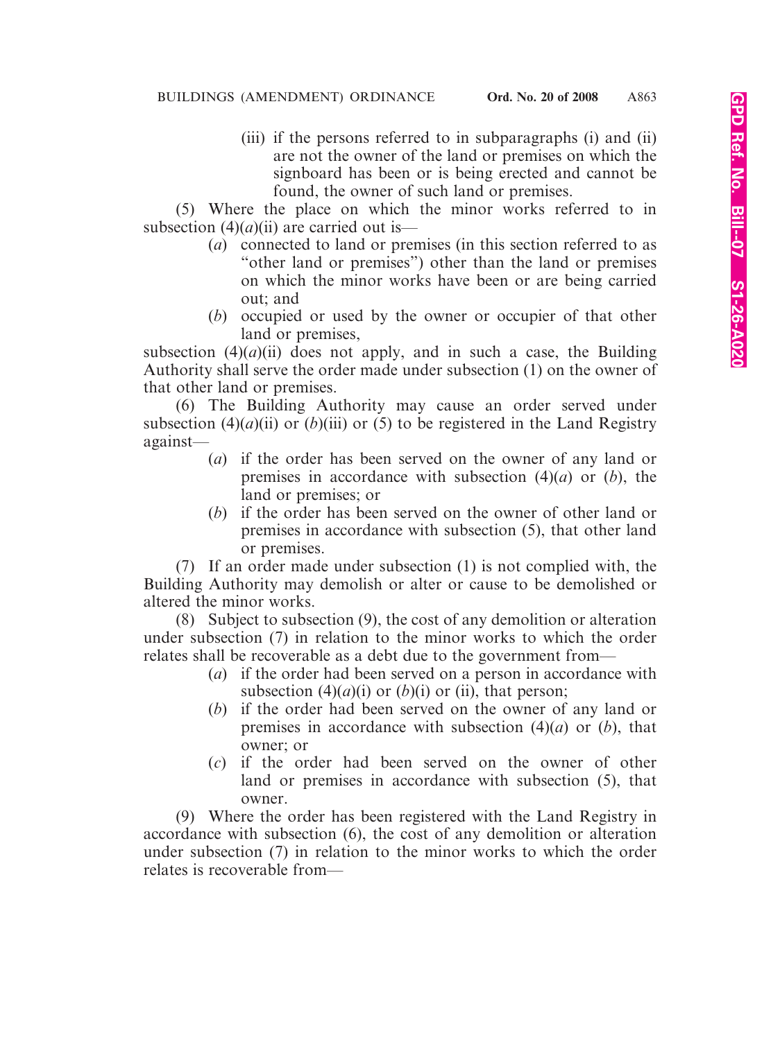(iii) if the persons referred to in subparagraphs (i) and (ii) are not the owner of the land or premises on which the signboard has been or is being erected and cannot be found, the owner of such land or premises.

(5) Where the place on which the minor works referred to in subsection (4)(*a*)(ii) are carried out is—

(*a*) connected to land or premises (in this section referred to as "other land or premises") other than the land or premises on which the minor works have been or are being carried out; and

(*b*) occupied or used by the owner or occupier of that other land or premises,

subsection (4)(*a*)(ii) does not apply, and in such a case, the Building Authority shall serve the order made under subsection (1) on the owner of that other land or premises.

(6) The Building Authority may cause an order served under subsection (4)(*a*)(ii) or (*b*)(iii) or (5) to be registered in the Land Registry against—

(*a*) if the order has been served on the owner of any land or premises in accordance with subsection (4)(*a*) or (*b*), the land or premises; or

(*b*) if the order has been served on the owner of other land or premises in accordance with subsection (5), that other land or premises.

(7) If an order made under subsection (1) is not complied with, the Building Authority may demolish or alter or cause to be demolished or altered the minor works.

(8) Subject to subsection (9), the cost of any demolition or alteration under subsection (7) in relation to the minor works to which the order relates shall be recoverable as a debt due to the government from—

(*a*) if the order had been served on a person in accordance with subsection (4)(*a*)(i) or (*b*)(i) or (ii), that person;

(*b*) if the order had been served on the owner of any land or premises in accordance with subsection (4)(*a*) or (*b*), that owner; or

(*c*) if the order had been served on the owner of other land or premises in accordance with subsection (5), that owner.

(9) Where the order has been registered with the Land Registry in accordance with subsection (6), the cost of any demolition or alteration under subsection (7) in relation to the minor works to which the order relates is recoverable from—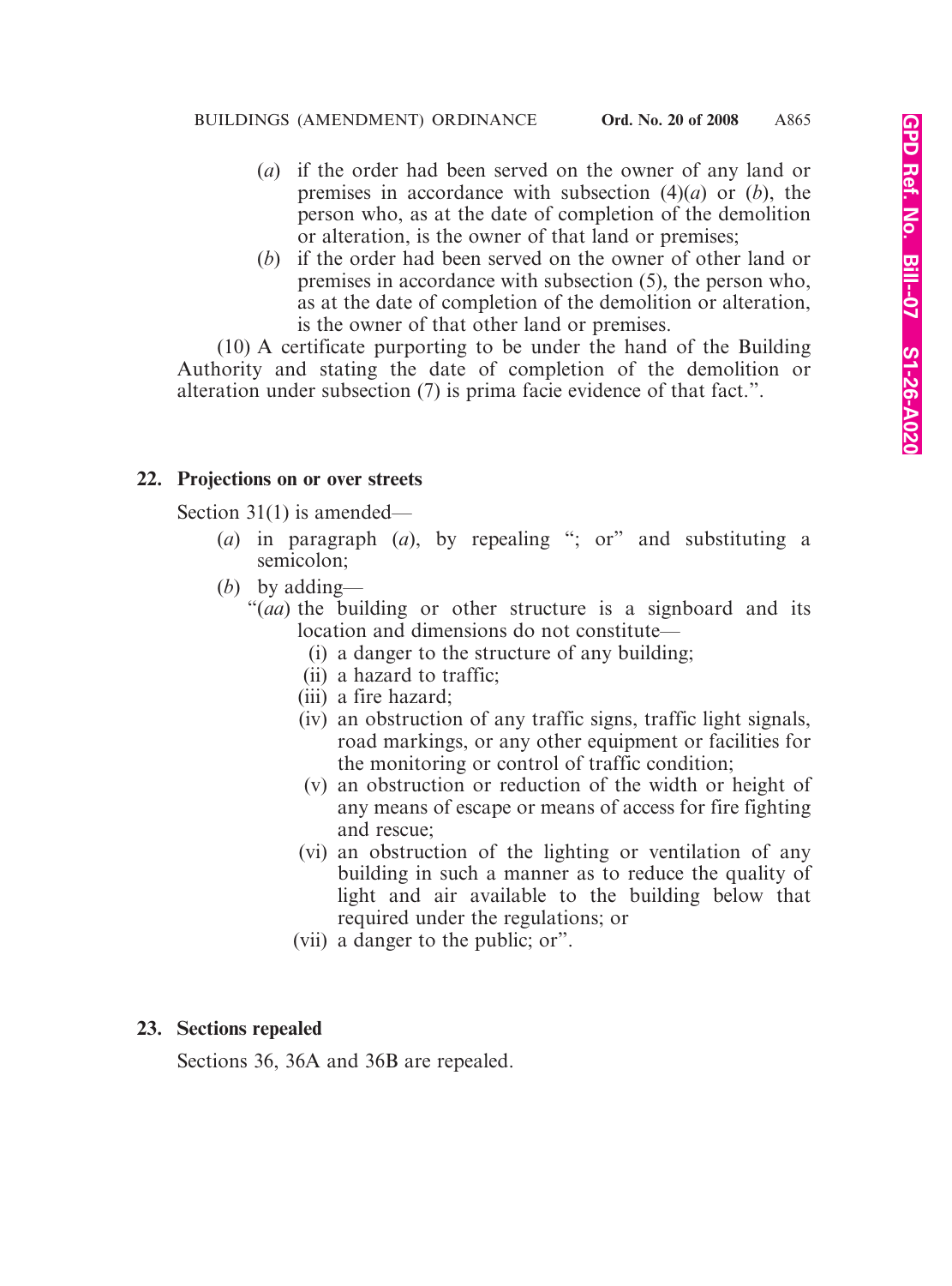(*a*) if the order had been served on the owner of any land or premises in accordance with subsection (4)(*a*) or (*b*), the person who, as at the date of completion of the demolition or alteration, is the owner of that land or premises;

(*b*) if the order had been served on the owner of other land or premises in accordance with subsection (5), the person who, as at the date of completion of the demolition or alteration, is the owner of that other land or premises.

(10) A certificate purporting to be under the hand of the Building Authority and stating the date of completion of the demolition or alteration under subsection (7) is prima facie evidence of that fact.".

**22. Projections on or over streets**

Section 31(1) is amended—

(*a*) in paragraph (*a*), by repealing "; or" and substituting a semicolon;

(*b*) by adding—

"(*aa*) the building or other structure is a signboard and its location and dimensions do not constitute—

(i) a danger to the structure of any building;

(ii) a hazard to traffic;

(iii) a fire hazard;

(iv) an obstruction of any traffic signs, traffic light signals, road markings, or any other equipment or facilities for the monitoring or control of traffic condition;

(v) an obstruction or reduction of the width or height of any means of escape or means of access for fire fighting and rescue;

(vi) an obstruction of the lighting or ventilation of any building in such a manner as to reduce the quality of light and air available to the building below that required under the regulations; or

(vii) a danger to the public; or".

**23. Sections repealed**

Sections 36, 36A and 36B are repealed.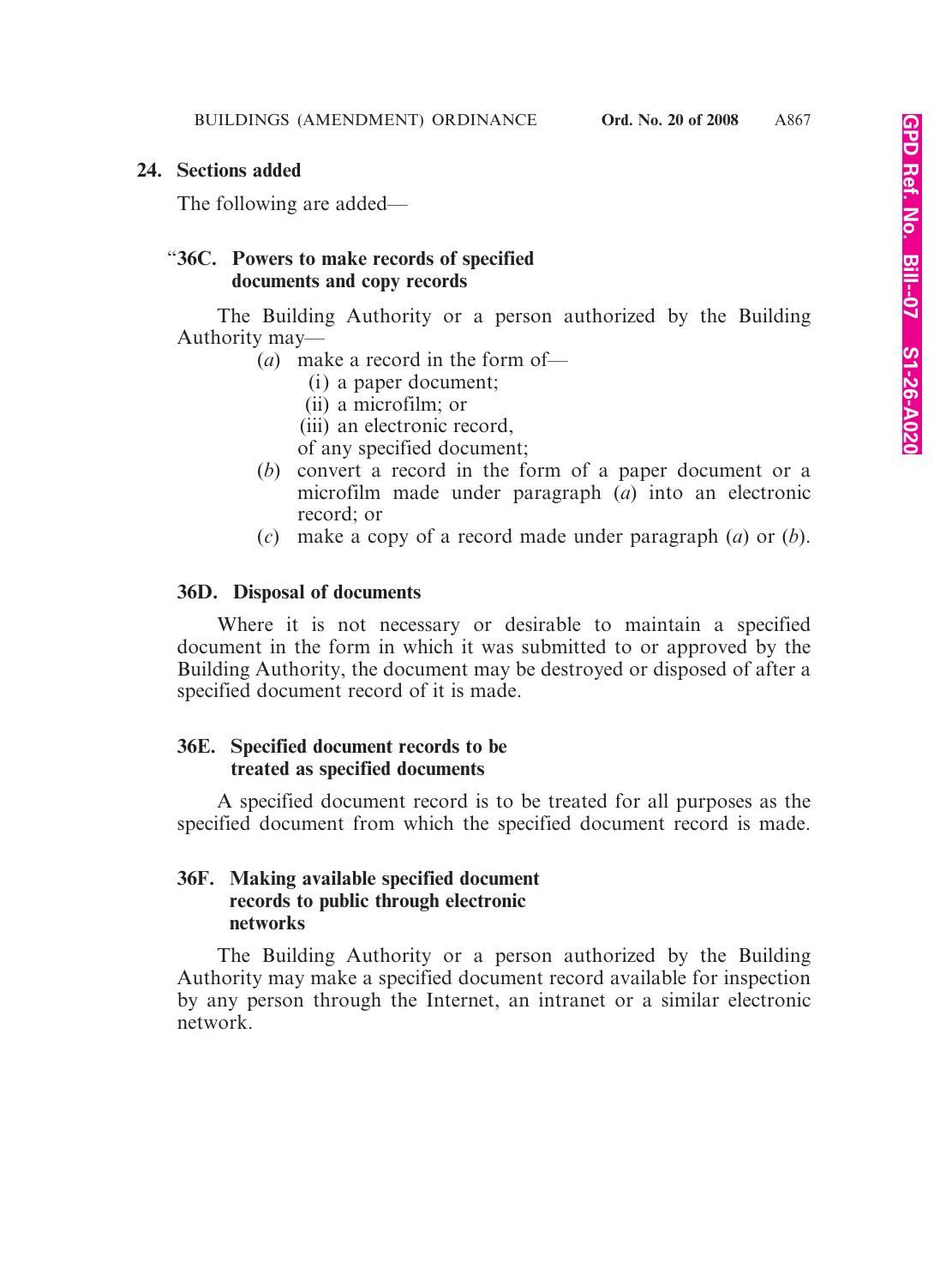**24. Sections added**

The following are added—

**"36C. Powers to make records of specified documents and copy records**

The Building Authority or a person authorized by the Building Authority may—

(*a*) make a record in the form of—

(i) a paper document;

(ii) a microfilm; or

(iii) an electronic record,

of any specified document;

(*b*) convert a record in the form of a paper document or a microfilm made under paragraph (*a*) into an electronic record; or

(*c*) make a copy of a record made under paragraph (*a*) or (*b*).

**36D. Disposal of documents**

Where it is not necessary or desirable to maintain a specified document in the form in which it was submitted to or approved by the Building Authority, the document may be destroyed or disposed of after a specified document record of it is made.

**36E. Specified document records to be treated as specified documents**

A specified document record is to be treated for all purposes as the specified document from which the specified document record is made.

**36F. Making available specified document records to public through electronic networks**

The Building Authority or a person authorized by the Building Authority may make a specified document record available for inspection by any person through the Internet, an intranet or a similar electronic network.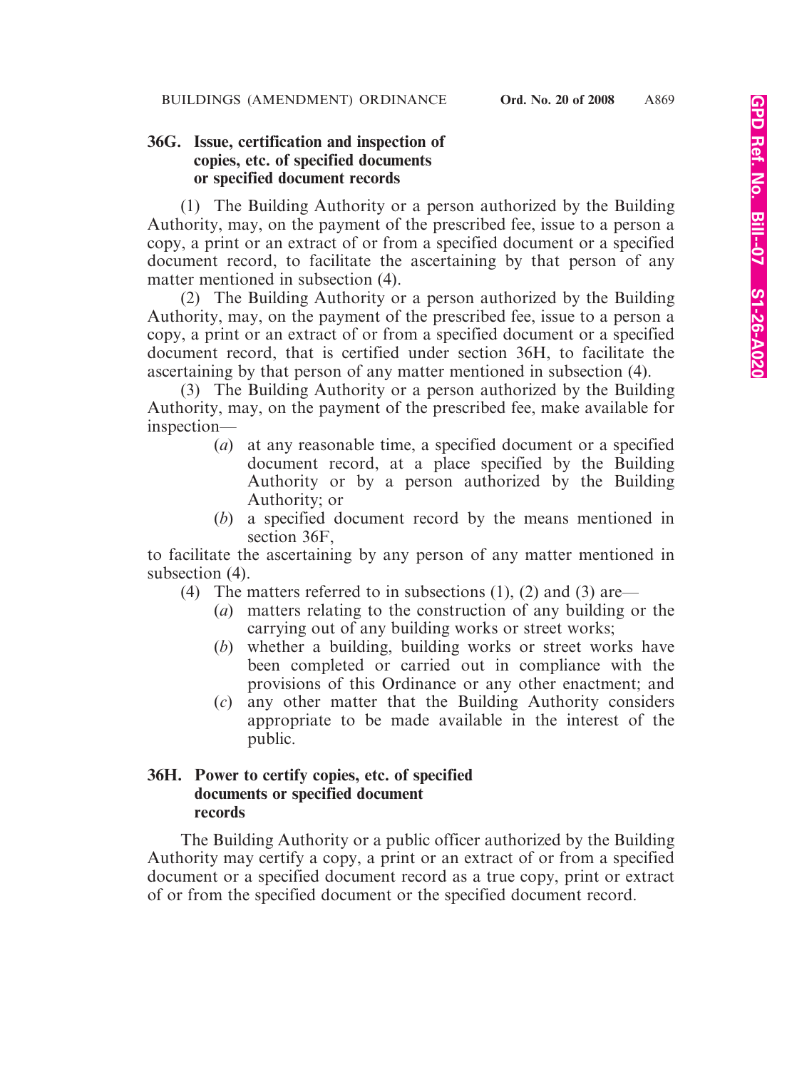### 36G. Issue, certification and inspection of copies, etc. of specified documents or specified document records

(1) The Building Authority or a person authorized by the Building Authority, may, on the payment of the prescribed fee, issue to a person a copy, a print or an extract of or from a specified document or a specified document record, to facilitate the ascertaining by that person of any matter mentioned in subsection (4).

(2) The Building Authority or a person authorized by the Building Authority, may, on the payment of the prescribed fee, issue to a person a copy, a print or an extract of or from a specified document or a specified document record, that is certified under section 36H, to facilitate the ascertaining by that person of any matter mentioned in subsection (4).

(3) The Building Authority or a person authorized by the Building Authority, may, on the payment of the prescribed fee, make available for inspection—

- (*a*) at any reasonable time, a specified document or a specified document record, at a place specified by the Building Authority or by a person authorized by the Building Authority; or
- (*b*) a specified document record by the means mentioned in section 36F,

to facilitate the ascertaining by any person of any matter mentioned in subsection (4).

(4) The matters referred to in subsections (1), (2) and (3) are—

- (*a*) matters relating to the construction of any building or the carrying out of any building works or street works;
- (*b*) whether a building, building works or street works have been completed or carried out in compliance with the provisions of this Ordinance or any other enactment; and
- (*c*) any other matter that the Building Authority considers appropriate to be made available in the interest of the public.

### 36H. Power to certify copies, etc. of specified documents or specified document records

The Building Authority or a public officer authorized by the Building Authority may certify a copy, a print or an extract of or from a specified document or a specified document record as a true copy, print or extract of or from the specified document or the specified document record.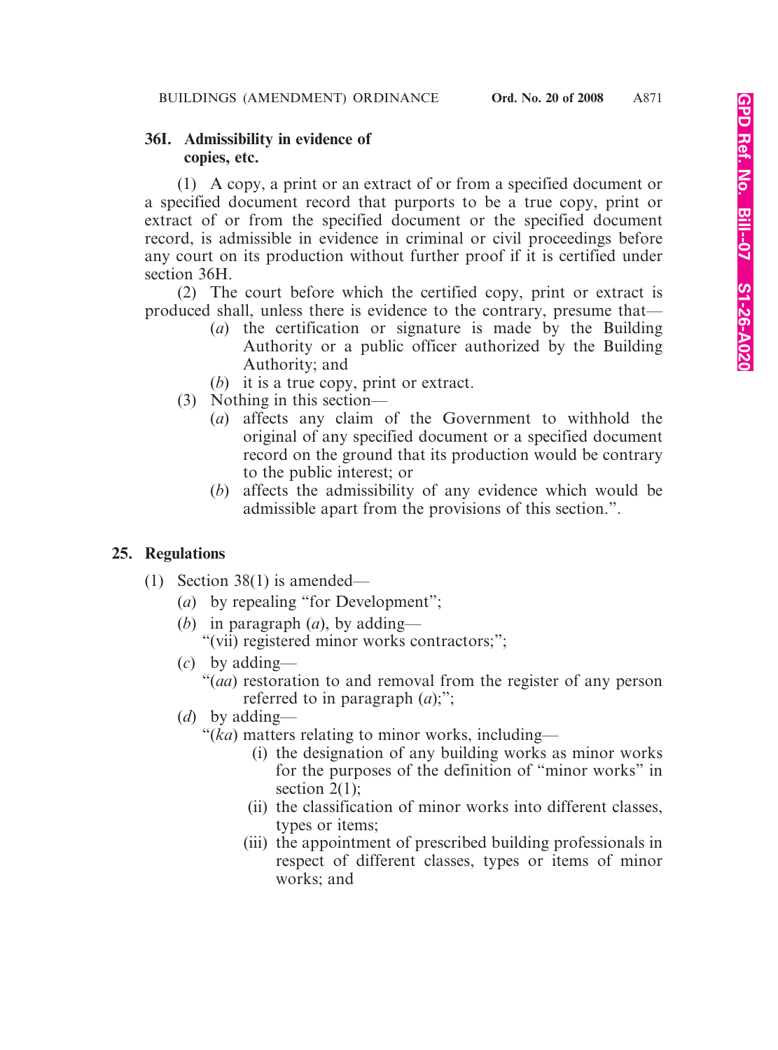**36I. Admissibility in evidence of copies, etc.**

(1) A copy, a print or an extract of or from a specified document or a specified document record that purports to be a true copy, print or extract of or from the specified document or the specified document record, is admissible in evidence in criminal or civil proceedings before any court on its production without further proof if it is certified under section 36H.

(2) The court before which the certified copy, print or extract is produced shall, unless there is evidence to the contrary, presume that—

(*a*) the certification or signature is made by the Building Authority or a public officer authorized by the Building Authority; and

(*b*) it is a true copy, print or extract.

(3) Nothing in this section—

(*a*) affects any claim of the Government to withhold the original of any specified document or a specified document record on the ground that its production would be contrary to the public interest; or

(*b*) affects the admissibility of any evidence which would be admissible apart from the provisions of this section.".

## 25. Regulations

(1) Section 38(1) is amended—

(*a*) by repealing "for Development";

(*b*) in paragraph (*a*), by adding—

"(vii) registered minor works contractors;";

(*c*) by adding—

"(*aa*) restoration to and removal from the register of any person referred to in paragraph (*a*);";

(*d*) by adding—

"(*ka*) matters relating to minor works, including—

(i) the designation of any building works as minor works for the purposes of the definition of "minor works" in section 2(1);

(ii) the classification of minor works into different classes, types or items;

(iii) the appointment of prescribed building professionals in respect of different classes, types or items of minor works; and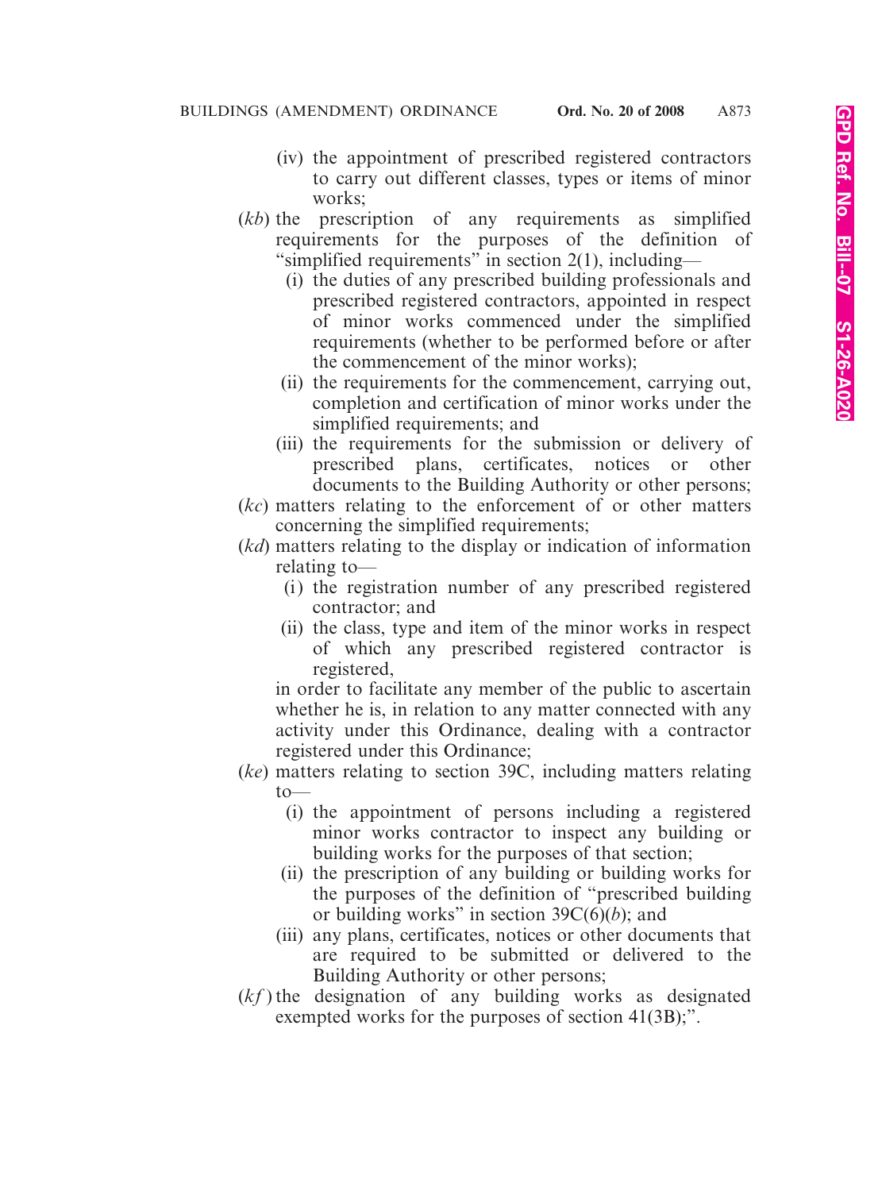(iv) the appointment of prescribed registered contractors to carry out different classes, types or items of minor works;

(*kb*) the prescription of any requirements as simplified requirements for the purposes of the definition of "simplified requirements" in section 2(1), including—

(i) the duties of any prescribed building professionals and prescribed registered contractors, appointed in respect of minor works commenced under the simplified requirements (whether to be performed before or after the commencement of the minor works);

(ii) the requirements for the commencement, carrying out, completion and certification of minor works under the simplified requirements; and

(iii) the requirements for the submission or delivery of prescribed plans, certificates, notices or other documents to the Building Authority or other persons;

(*kc*) matters relating to the enforcement of or other matters concerning the simplified requirements;

(*kd*) matters relating to the display or indication of information relating to—

(i) the registration number of any prescribed registered contractor; and

(ii) the class, type and item of the minor works in respect of which any prescribed registered contractor is registered,

in order to facilitate any member of the public to ascertain whether he is, in relation to any matter connected with any activity under this Ordinance, dealing with a contractor registered under this Ordinance;

(*ke*) matters relating to section 39C, including matters relating to—

(i) the appointment of persons including a registered minor works contractor to inspect any building or building works for the purposes of that section;

(ii) the prescription of any building or building works for the purposes of the definition of "prescribed building or building works" in section 39C(6)(*b*); and

(iii) any plans, certificates, notices or other documents that are required to be submitted or delivered to the Building Authority or other persons;

(*kf*) the designation of any building works as designated exempted works for the purposes of section 41(3B);".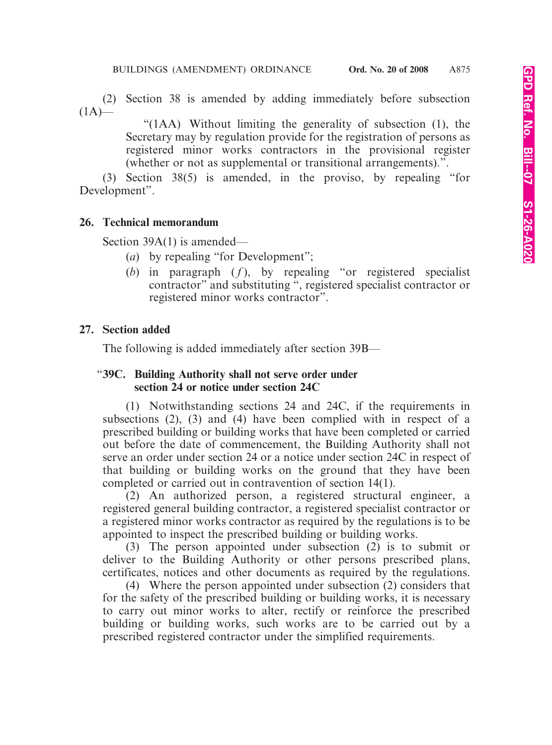(2) Section 38 is amended by adding immediately before subsection (1A)—

> "(1AA) Without limiting the generality of subsection (1), the Secretary may by regulation provide for the registration of persons as registered minor works contractors in the provisional register (whether or not as supplemental or transitional arrangements).".

(3) Section 38(5) is amended, in the proviso, by repealing "for Development".

**26. Technical memorandum**

Section 39A(1) is amended—

(*a*) by repealing "for Development";

(*b*) in paragraph (*f*), by repealing "or registered specialist contractor" and substituting ", registered specialist contractor or registered minor works contractor".

**27. Section added**

The following is added immediately after section 39B—

"**39C. Building Authority shall not serve order under section 24 or notice under section 24C**

(1) Notwithstanding sections 24 and 24C, if the requirements in subsections (2), (3) and (4) have been complied with in respect of a prescribed building or building works that have been completed or carried out before the date of commencement, the Building Authority shall not serve an order under section 24 or a notice under section 24C in respect of that building or building works on the ground that they have been completed or carried out in contravention of section 14(1).

(2) An authorized person, a registered structural engineer, a registered general building contractor, a registered specialist contractor or a registered minor works contractor as required by the regulations is to be appointed to inspect the prescribed building or building works.

(3) The person appointed under subsection (2) is to submit or deliver to the Building Authority or other persons prescribed plans, certificates, notices and other documents as required by the regulations.

(4) Where the person appointed under subsection (2) considers that for the safety of the prescribed building or building works, it is necessary to carry out minor works to alter, rectify or reinforce the prescribed building or building works, such works are to be carried out by a prescribed registered contractor under the simplified requirements.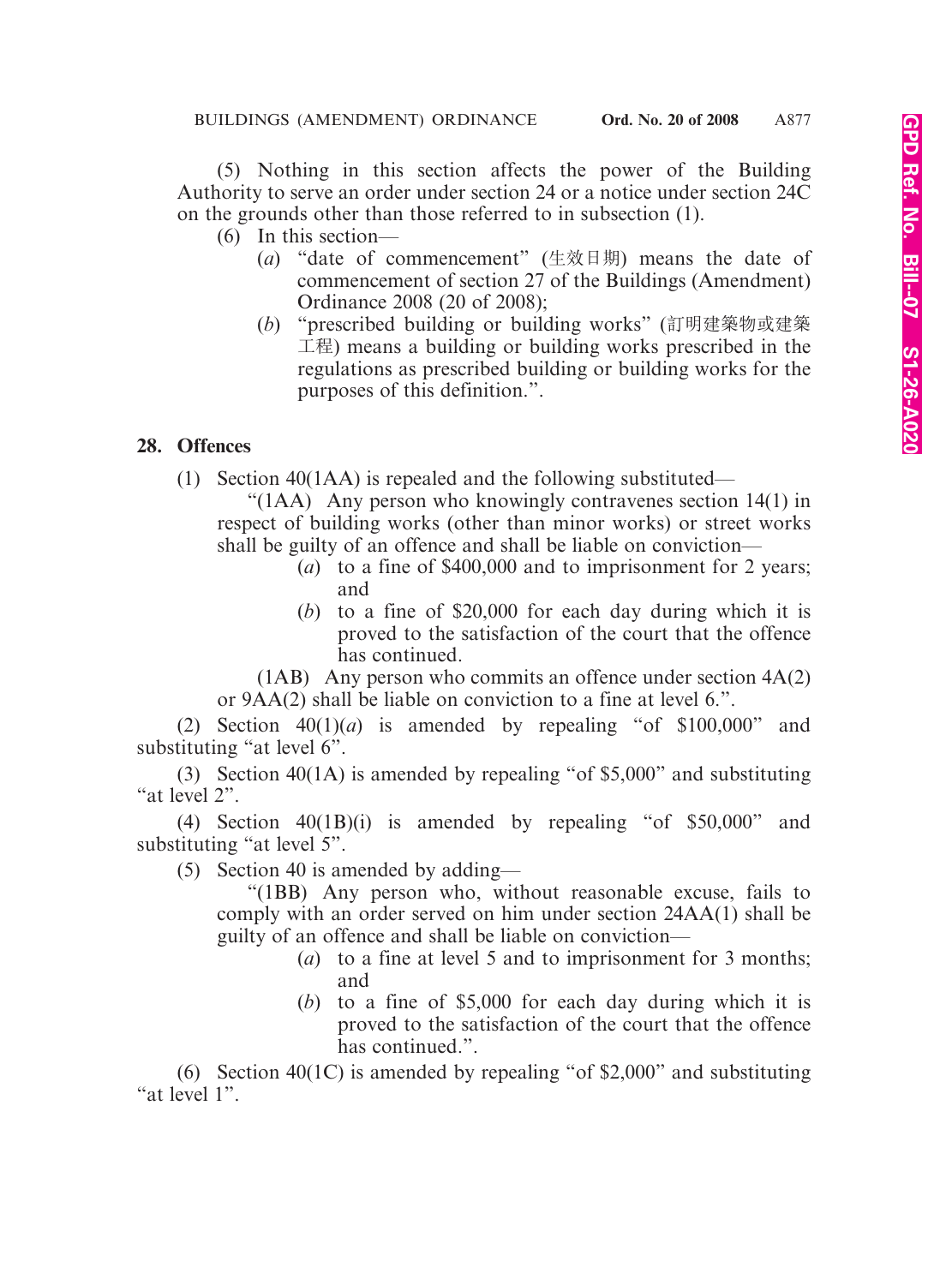(5) Nothing in this section affects the power of the Building Authority to serve an order under section 24 or a notice under section 24C on the grounds other than those referred to in subsection (1).

(6) In this section—

(*a*) “date of commencement” (生效日期) means the date of commencement of section 27 of the Buildings (Amendment) Ordinance 2008 (20 of 2008);

(*b*) “prescribed building or building works” (訂明建築物或建築工程) means a building or building works prescribed in the regulations as prescribed building or building works for the purposes of this definition.”.

## 28. Offences

(1) Section 40(1AA) is repealed and the following substituted—

“(1AA) Any person who knowingly contravenes section 14(1) in respect of building works (other than minor works) or street works shall be guilty of an offence and shall be liable on conviction—

(*a*) to a fine of $400,000 and to imprisonment for 2 years; and

(*b*) to a fine of $20,000 for each day during which it is proved to the satisfaction of the court that the offence has continued.

(1AB) Any person who commits an offence under section 4A(2) or 9AA(2) shall be liable on conviction to a fine at level 6.”.

(2) Section 40(1)(*a*) is amended by repealing “of $100,000” and substituting “at level 6”.

(3) Section 40(1A) is amended by repealing “of $5,000” and substituting “at level 2”.

(4) Section 40(1B)(i) is amended by repealing “of $50,000” and substituting “at level 5”.

(5) Section 40 is amended by adding—

“(1BB) Any person who, without reasonable excuse, fails to comply with an order served on him under section 24AA(1) shall be guilty of an offence and shall be liable on conviction—

(*a*) to a fine at level 5 and to imprisonment for 3 months; and

(*b*) to a fine of $5,000 for each day during which it is proved to the satisfaction of the court that the offence has continued.”.

(6) Section 40(1C) is amended by repealing “of $2,000” and substituting “at level 1”.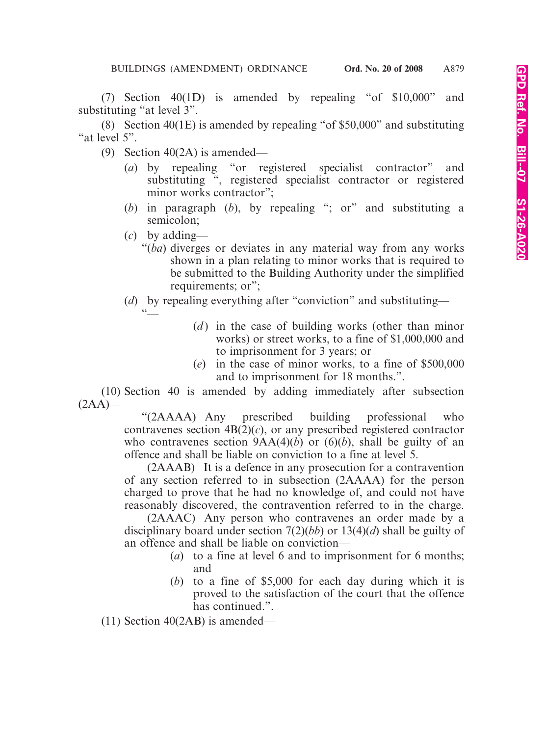(7) Section 40(1D) is amended by repealing "of $10,000" and substituting "at level 3".

(8) Section 40(1E) is amended by repealing "of $50,000" and substituting "at level 5".

(9) Section 40(2A) is amended—

(*a*) by repealing "or registered specialist contractor" and substituting ", registered specialist contractor or registered minor works contractor";

(*b*) in paragraph (*b*), by repealing "; or" and substituting a semicolon;

(*c*) by adding—

"(*ba*) diverges or deviates in any material way from any works shown in a plan relating to minor works that is required to be submitted to the Building Authority under the simplified requirements; or";

(*d*) by repealing everything after "conviction" and substituting—

"—

(*d*) in the case of building works (other than minor works) or street works, to a fine of $1,000,000 and to imprisonment for 3 years; or

(*e*) in the case of minor works, to a fine of $500,000 and to imprisonment for 18 months.".

(10) Section 40 is amended by adding immediately after subsection (2AA)—

"(2AAAA) Any prescribed building professional who contravenes section 4B(2)(*c*), or any prescribed registered contractor who contravenes section 9AA(4)(*b*) or (6)(*b*), shall be guilty of an offence and shall be liable on conviction to a fine at level 5.

(2AAAB) It is a defence in any prosecution for a contravention of any section referred to in subsection (2AAAA) for the person charged to prove that he had no knowledge of, and could not have reasonably discovered, the contravention referred to in the charge.

(2AAAC) Any person who contravenes an order made by a disciplinary board under section 7(2)(*bb*) or 13(4)(*d*) shall be guilty of an offence and shall be liable on conviction—

(*a*) to a fine at level 6 and to imprisonment for 6 months; and

(*b*) to a fine of $5,000 for each day during which it is proved to the satisfaction of the court that the offence has continued.".

(11) Section 40(2AB) is amended—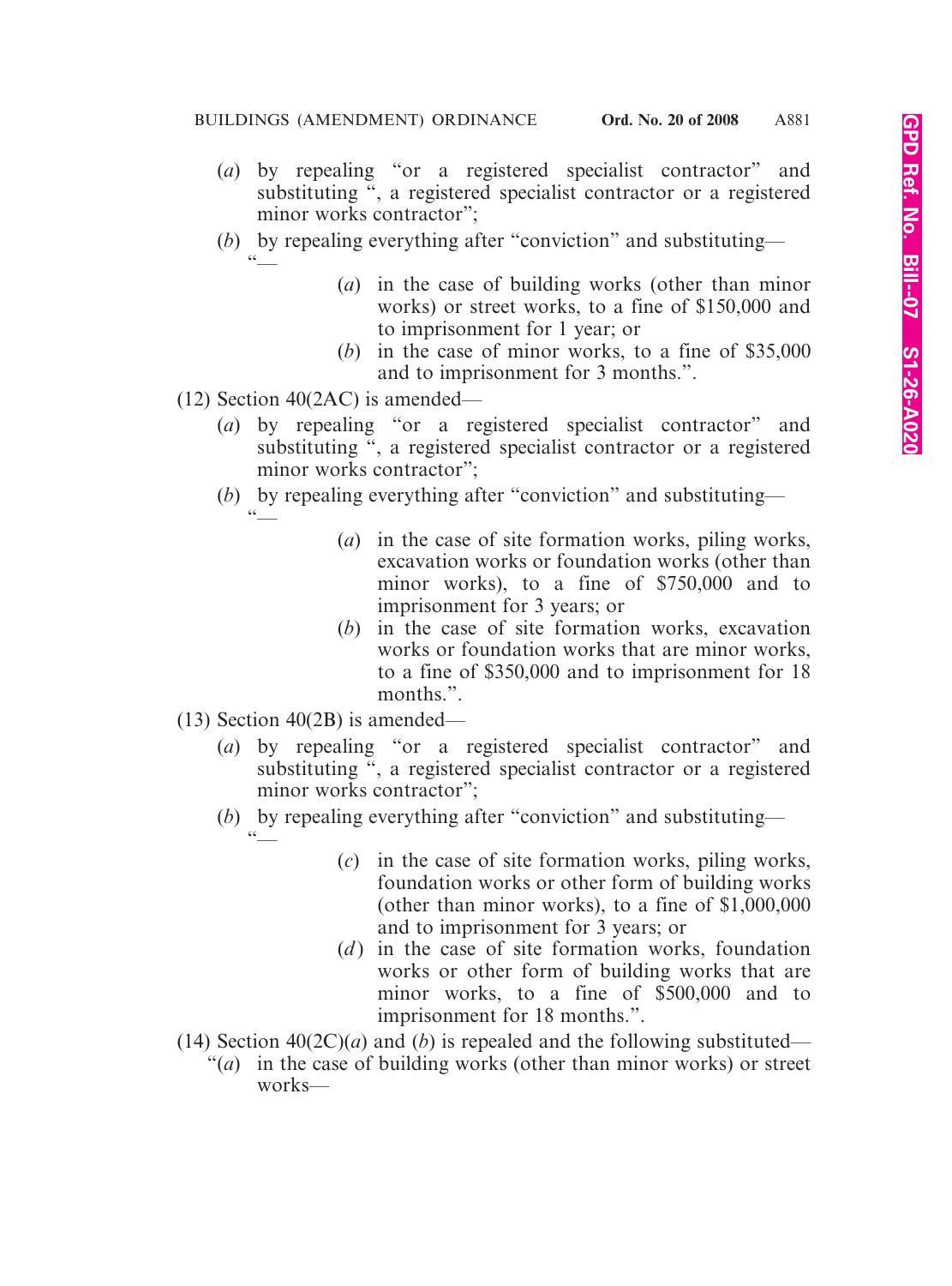(*a*) by repealing "or a registered specialist contractor" and substituting ", a registered specialist contractor or a registered minor works contractor";

(*b*) by repealing everything after "conviction" and substituting—

"—

(*a*) in the case of building works (other than minor works) or street works, to a fine of $150,000 and to imprisonment for 1 year; or

(*b*) in the case of minor works, to a fine of $35,000 and to imprisonment for 3 months.".

(12) Section 40(2AC) is amended—

(*a*) by repealing "or a registered specialist contractor" and substituting ", a registered specialist contractor or a registered minor works contractor";

(*b*) by repealing everything after "conviction" and substituting—

"—

(*a*) in the case of site formation works, piling works, excavation works or foundation works (other than minor works), to a fine of $750,000 and to imprisonment for 3 years; or

(*b*) in the case of site formation works, excavation works or foundation works that are minor works, to a fine of $350,000 and to imprisonment for 18 months.".

(13) Section 40(2B) is amended—

(*a*) by repealing "or a registered specialist contractor" and substituting ", a registered specialist contractor or a registered minor works contractor";

(*b*) by repealing everything after "conviction" and substituting—

"—

(*c*) in the case of site formation works, piling works, foundation works or other form of building works (other than minor works), to a fine of $1,000,000 and to imprisonment for 3 years; or

(*d*) in the case of site formation works, foundation works or other form of building works that are minor works, to a fine of $500,000 and to imprisonment for 18 months.".

(14) Section 40(2C)(*a*) and (*b*) is repealed and the following substituted—

"(*a*) in the case of building works (other than minor works) or street works—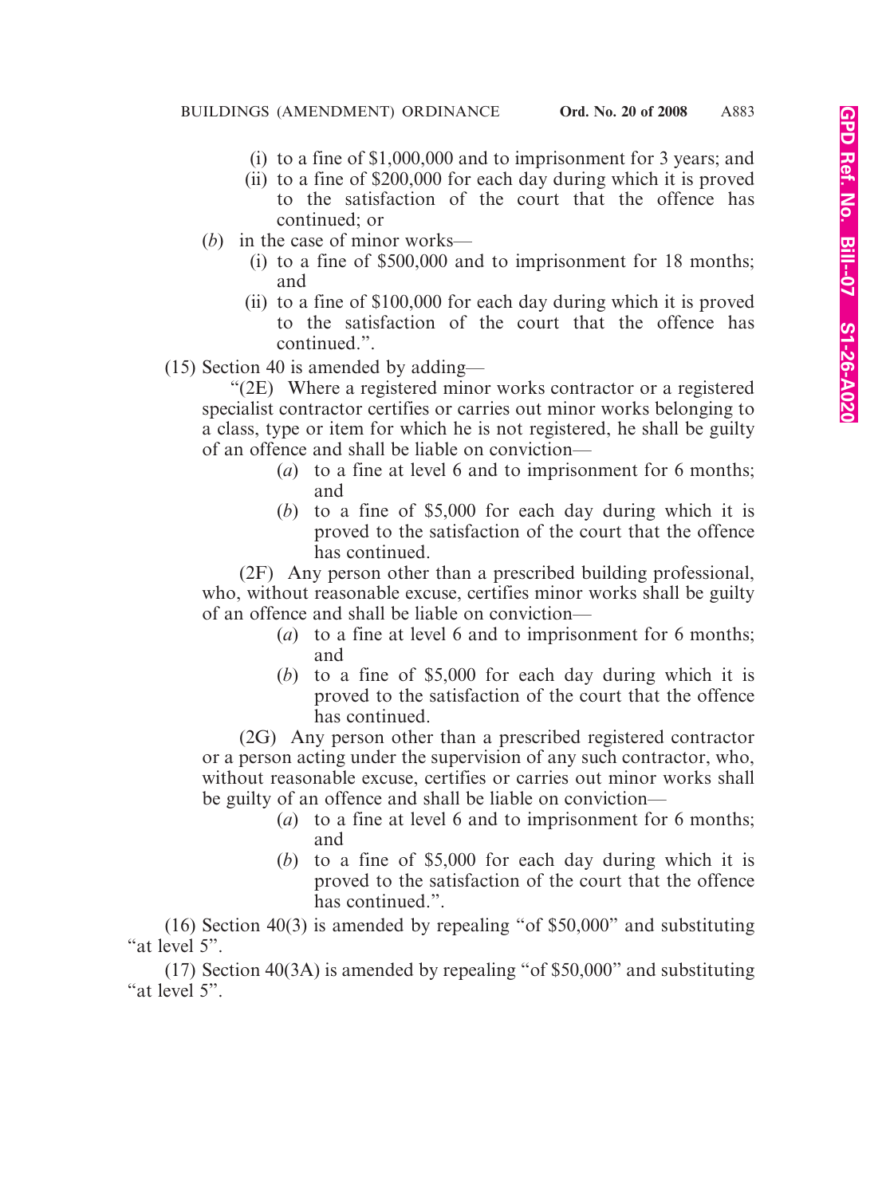(i) to a fine of $1,000,000 and to imprisonment for 3 years; and

(ii) to a fine of $200,000 for each day during which it is proved to the satisfaction of the court that the offence has continued; or

(*b*) in the case of minor works—

(i) to a fine of $500,000 and to imprisonment for 18 months; and

(ii) to a fine of $100,000 for each day during which it is proved to the satisfaction of the court that the offence has continued.".

(15) Section 40 is amended by adding—

"(2E) Where a registered minor works contractor or a registered specialist contractor certifies or carries out minor works belonging to a class, type or item for which he is not registered, he shall be guilty of an offence and shall be liable on conviction—

(*a*) to a fine at level 6 and to imprisonment for 6 months; and

(*b*) to a fine of $5,000 for each day during which it is proved to the satisfaction of the court that the offence has continued.

(2F) Any person other than a prescribed building professional, who, without reasonable excuse, certifies minor works shall be guilty of an offence and shall be liable on conviction—

(*a*) to a fine at level 6 and to imprisonment for 6 months; and

(*b*) to a fine of $5,000 for each day during which it is proved to the satisfaction of the court that the offence has continued.

(2G) Any person other than a prescribed registered contractor or a person acting under the supervision of any such contractor, who, without reasonable excuse, certifies or carries out minor works shall be guilty of an offence and shall be liable on conviction—

(*a*) to a fine at level 6 and to imprisonment for 6 months; and

(*b*) to a fine of $5,000 for each day during which it is proved to the satisfaction of the court that the offence has continued.".

(16) Section 40(3) is amended by repealing "of $50,000" and substituting "at level 5".

(17) Section 40(3A) is amended by repealing "of $50,000" and substituting "at level 5".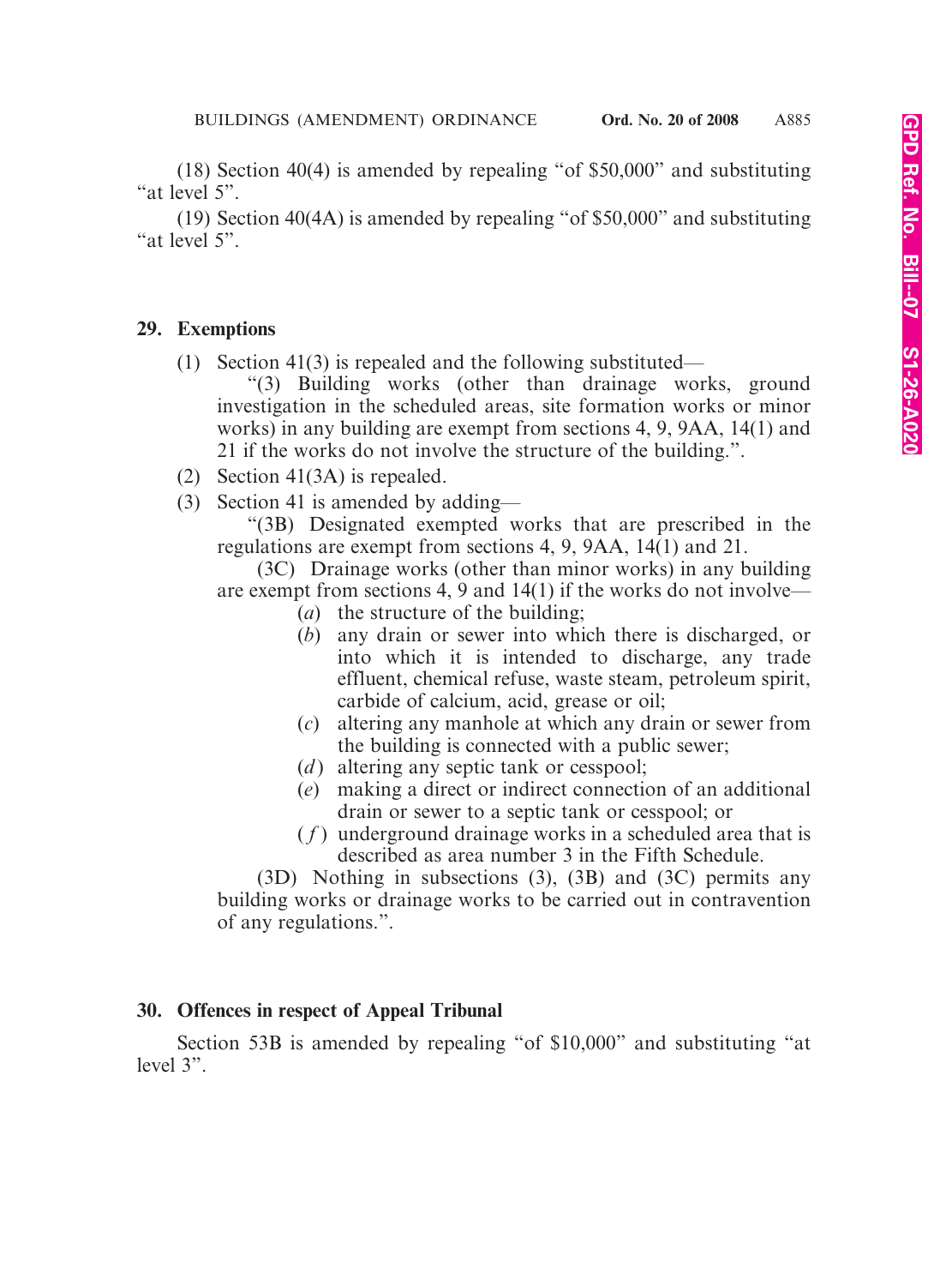(18) Section 40(4) is amended by repealing "of $50,000" and substituting "at level 5".

(19) Section 40(4A) is amended by repealing "of $50,000" and substituting "at level 5".

**29. Exemptions**

(1) Section 41(3) is repealed and the following substituted—

"(3) Building works (other than drainage works, ground investigation in the scheduled areas, site formation works or minor works) in any building are exempt from sections 4, 9, 9AA, 14(1) and 21 if the works do not involve the structure of the building.".

(2) Section 41(3A) is repealed.

(3) Section 41 is amended by adding—

"(3B) Designated exempted works that are prescribed in the regulations are exempt from sections 4, 9, 9AA, 14(1) and 21.

(3C) Drainage works (other than minor works) in any building are exempt from sections 4, 9 and 14(1) if the works do not involve—

(*a*) the structure of the building;

(*b*) any drain or sewer into which there is discharged, or into which it is intended to discharge, any trade effluent, chemical refuse, waste steam, petroleum spirit, carbide of calcium, acid, grease or oil;

(*c*) altering any manhole at which any drain or sewer from the building is connected with a public sewer;

(*d*) altering any septic tank or cesspool;

(*e*) making a direct or indirect connection of an additional drain or sewer to a septic tank or cesspool; or

(*f*) underground drainage works in a scheduled area that is described as area number 3 in the Fifth Schedule.

(3D) Nothing in subsections (3), (3B) and (3C) permits any building works or drainage works to be carried out in contravention of any regulations.".

**30. Offences in respect of Appeal Tribunal**

Section 53B is amended by repealing "of $10,000" and substituting "at level 3".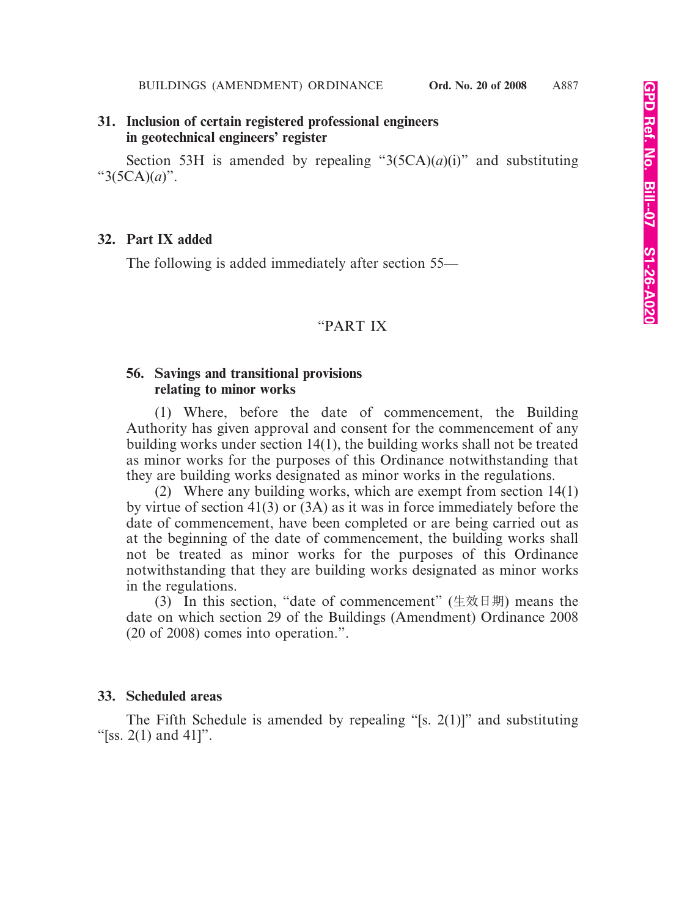**31. Inclusion of certain registered professional engineers in geotechnical engineers' register**

Section 53H is amended by repealing "3(5CA)(*a*)(i)" and substituting "3(5CA)(*a*)".

**32. Part IX added**

The following is added immediately after section 55—

"PART IX

**56. Savings and transitional provisions relating to minor works**

(1) Where, before the date of commencement, the Building Authority has given approval and consent for the commencement of any building works under section 14(1), the building works shall not be treated as minor works for the purposes of this Ordinance notwithstanding that they are building works designated as minor works in the regulations.

(2) Where any building works, which are exempt from section 14(1) by virtue of section 41(3) or (3A) as it was in force immediately before the date of commencement, have been completed or are being carried out as at the beginning of the date of commencement, the building works shall not be treated as minor works for the purposes of this Ordinance notwithstanding that they are building works designated as minor works in the regulations.

(3) In this section, "date of commencement" (生效日期) means the date on which section 29 of the Buildings (Amendment) Ordinance 2008 (20 of 2008) comes into operation.".

**33. Scheduled areas**

The Fifth Schedule is amended by repealing "[s. 2(1)]" and substituting "[ss. 2(1) and 41]".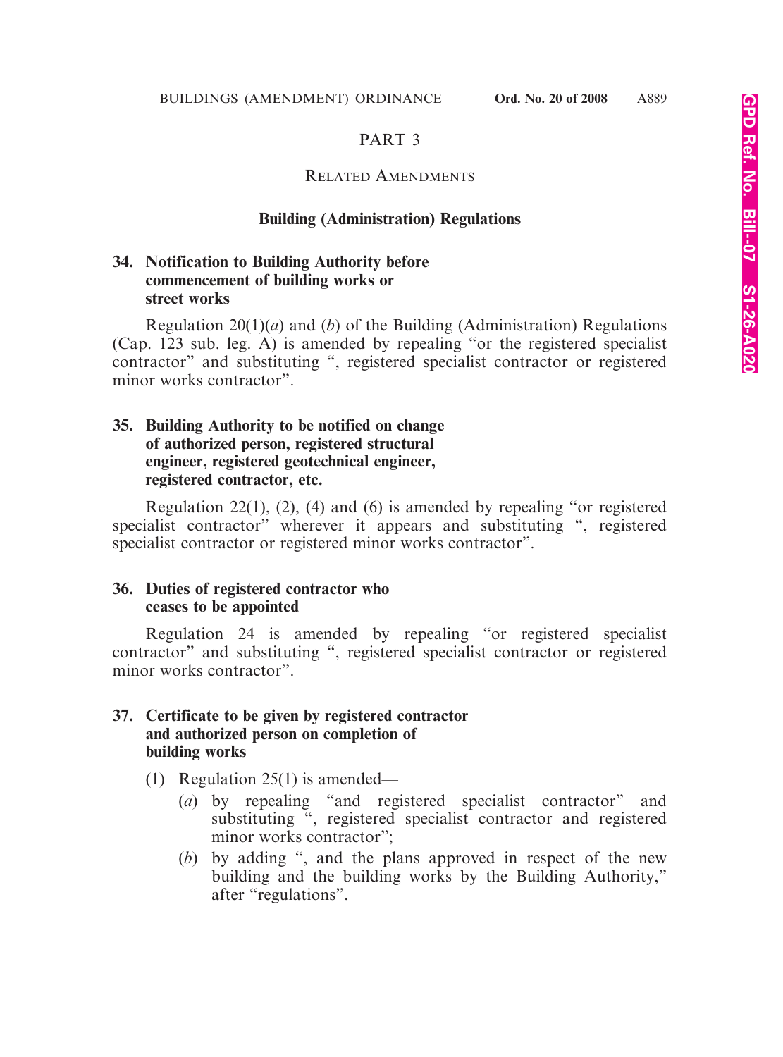## PART 3

### RELATED AMENDMENTS

#### Building (Administration) Regulations

**34. Notification to Building Authority before commencement of building works or street works**

Regulation 20(1)(*a*) and (*b*) of the Building (Administration) Regulations (Cap. 123 sub. leg. A) is amended by repealing "or the registered specialist contractor" and substituting ", registered specialist contractor or registered minor works contractor".

**35. Building Authority to be notified on change of authorized person, registered structural engineer, registered geotechnical engineer, registered contractor, etc.**

Regulation 22(1), (2), (4) and (6) is amended by repealing "or registered specialist contractor" wherever it appears and substituting ", registered specialist contractor or registered minor works contractor".

**36. Duties of registered contractor who ceases to be appointed**

Regulation 24 is amended by repealing "or registered specialist contractor" and substituting ", registered specialist contractor or registered minor works contractor".

**37. Certificate to be given by registered contractor and authorized person on completion of building works**

(1) Regulation 25(1) is amended—

(*a*) by repealing "and registered specialist contractor" and substituting ", registered specialist contractor and registered minor works contractor";

(*b*) by adding ", and the plans approved in respect of the new building and the building works by the Building Authority," after "regulations".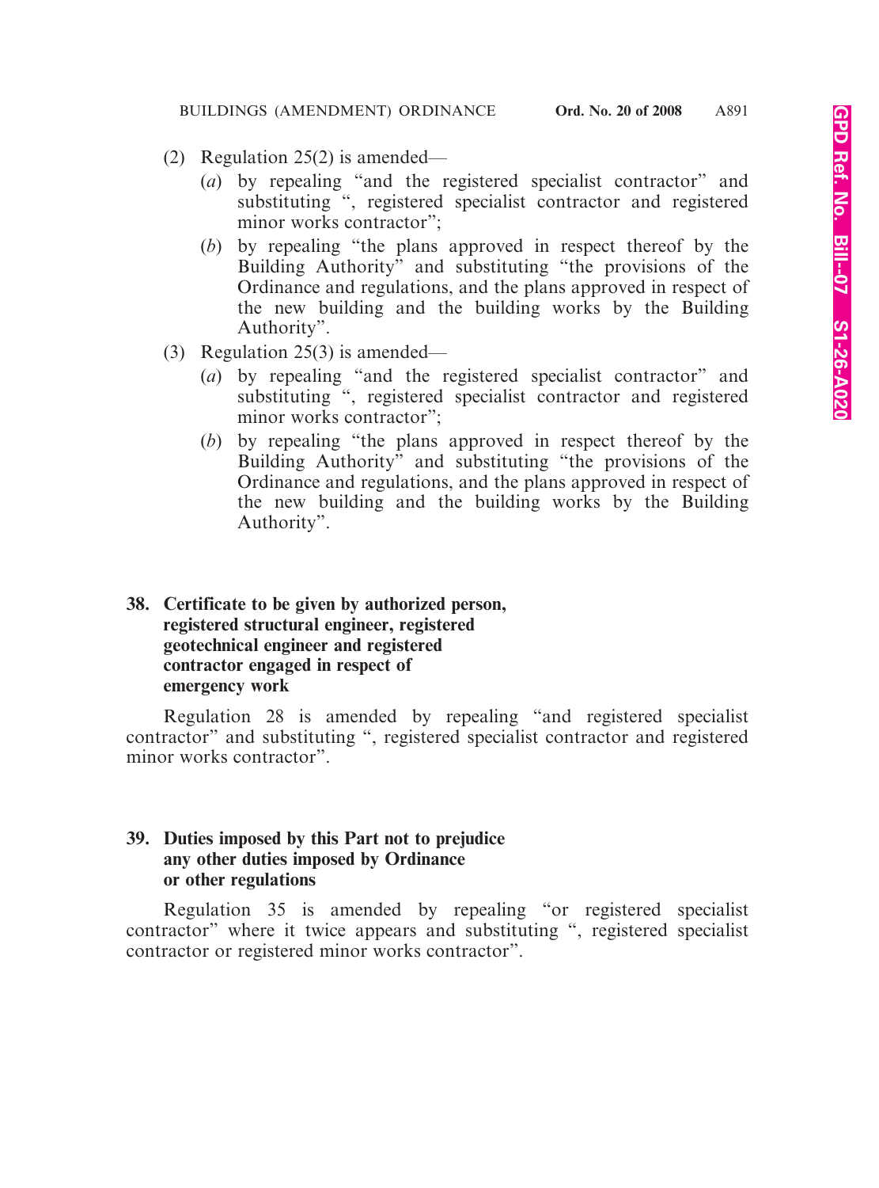(2) Regulation 25(2) is amended—

(*a*) by repealing "and the registered specialist contractor" and substituting ", registered specialist contractor and registered minor works contractor";

(*b*) by repealing "the plans approved in respect thereof by the Building Authority" and substituting "the provisions of the Ordinance and regulations, and the plans approved in respect of the new building and the building works by the Building Authority".

(3) Regulation 25(3) is amended—

(*a*) by repealing "and the registered specialist contractor" and substituting ", registered specialist contractor and registered minor works contractor";

(*b*) by repealing "the plans approved in respect thereof by the Building Authority" and substituting "the provisions of the Ordinance and regulations, and the plans approved in respect of the new building and the building works by the Building Authority".

**38. Certificate to be given by authorized person, registered structural engineer, registered geotechnical engineer and registered contractor engaged in respect of emergency work**

Regulation 28 is amended by repealing "and registered specialist contractor" and substituting ", registered specialist contractor and registered minor works contractor".

**39. Duties imposed by this Part not to prejudice any other duties imposed by Ordinance or other regulations**

Regulation 35 is amended by repealing "or registered specialist contractor" where it twice appears and substituting ", registered specialist contractor or registered minor works contractor".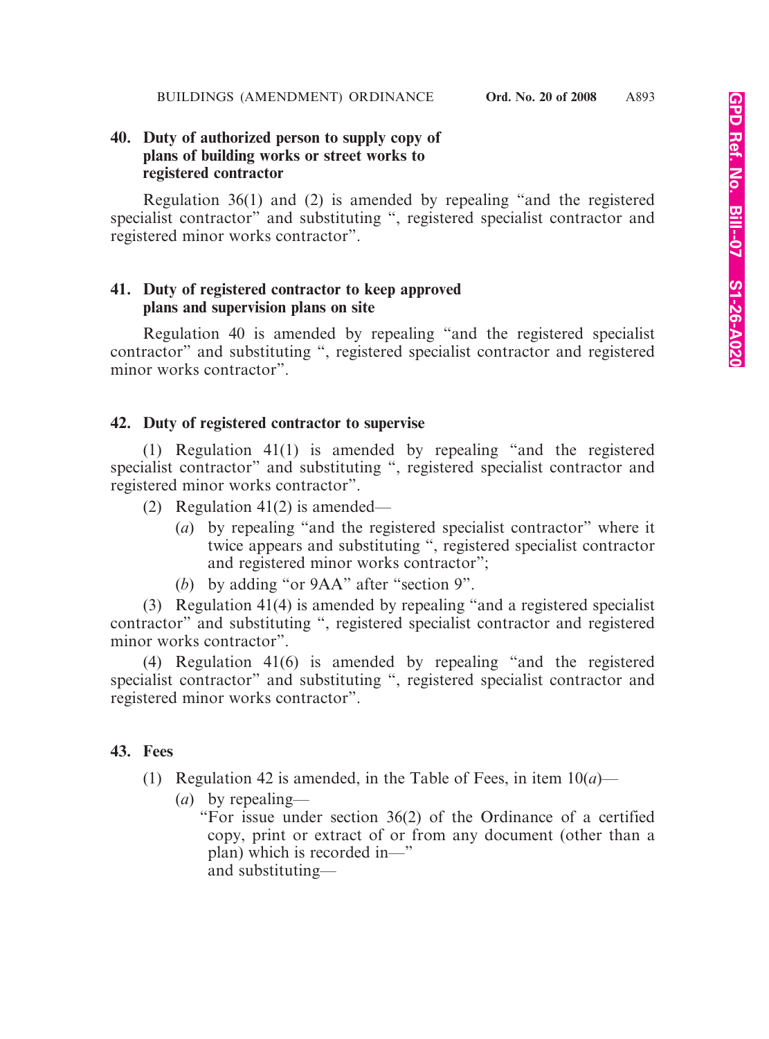**40. Duty of authorized person to supply copy of plans of building works or street works to registered contractor**

Regulation 36(1) and (2) is amended by repealing "and the registered specialist contractor" and substituting ", registered specialist contractor and registered minor works contractor".

**41. Duty of registered contractor to keep approved plans and supervision plans on site**

Regulation 40 is amended by repealing "and the registered specialist contractor" and substituting ", registered specialist contractor and registered minor works contractor".

**42. Duty of registered contractor to supervise**

(1) Regulation 41(1) is amended by repealing "and the registered specialist contractor" and substituting ", registered specialist contractor and registered minor works contractor".

(2) Regulation 41(2) is amended—

(*a*) by repealing "and the registered specialist contractor" where it twice appears and substituting ", registered specialist contractor and registered minor works contractor";

(*b*) by adding "or 9AA" after "section 9".

(3) Regulation 41(4) is amended by repealing "and a registered specialist contractor" and substituting ", registered specialist contractor and registered minor works contractor".

(4) Regulation 41(6) is amended by repealing "and the registered specialist contractor" and substituting ", registered specialist contractor and registered minor works contractor".

**43. Fees**

(1) Regulation 42 is amended, in the Table of Fees, in item 10(*a*)—

(*a*) by repealing—

"For issue under section 36(2) of the Ordinance of a certified copy, print or extract of or from any document (other than a plan) which is recorded in—"

and substituting—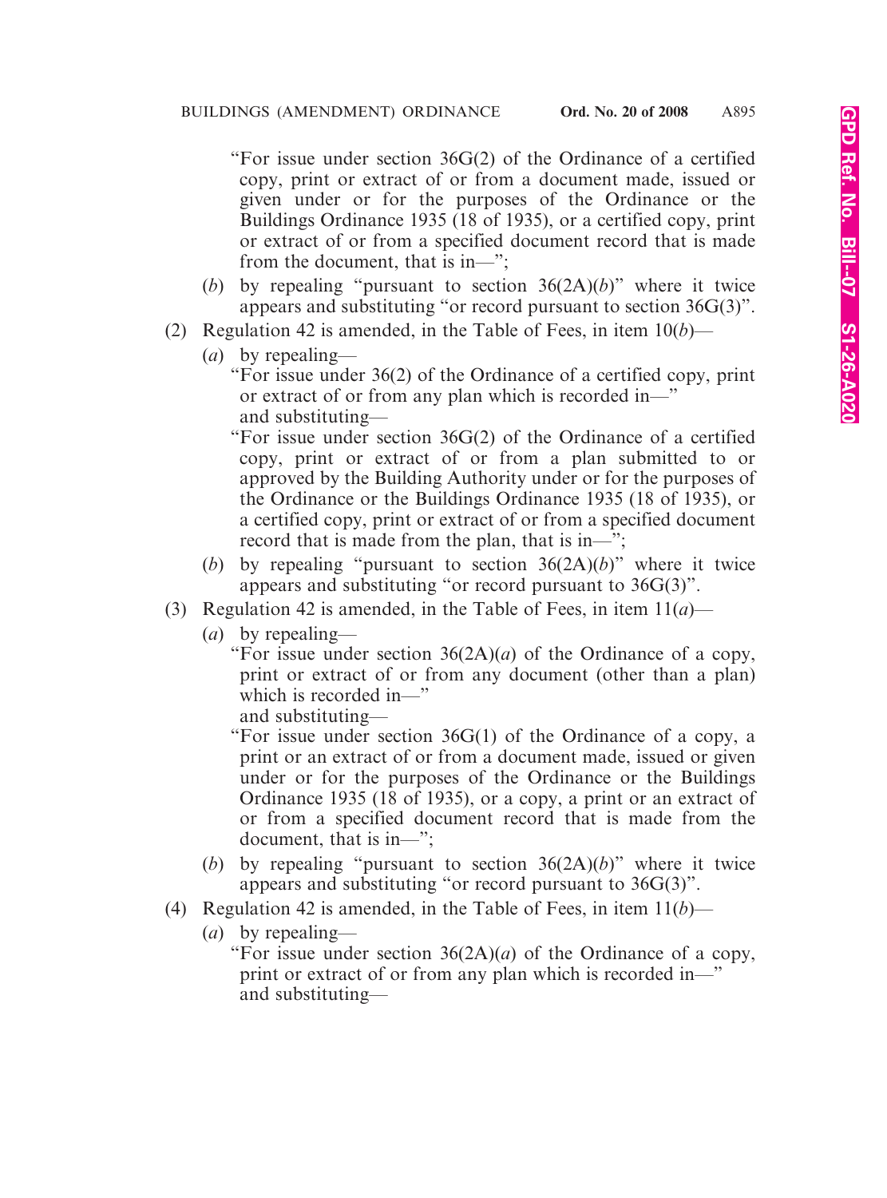"For issue under section 36G(2) of the Ordinance of a certified copy, print or extract of or from a document made, issued or given under or for the purposes of the Ordinance or the Buildings Ordinance 1935 (18 of 1935), or a certified copy, print or extract of or from a specified document record that is made from the document, that is in—";

(*b*) by repealing "pursuant to section 36(2A)(*b*)" where it twice appears and substituting "or record pursuant to section 36G(3)".

(2) Regulation 42 is amended, in the Table of Fees, in item 10(*b*)—

(*a*) by repealing—

"For issue under 36(2) of the Ordinance of a certified copy, print or extract of or from any plan which is recorded in—"

and substituting—

"For issue under section 36G(2) of the Ordinance of a certified copy, print or extract of or from a plan submitted to or approved by the Building Authority under or for the purposes of the Ordinance or the Buildings Ordinance 1935 (18 of 1935), or a certified copy, print or extract of or from a specified document record that is made from the plan, that is in—";

(*b*) by repealing "pursuant to section 36(2A)(*b*)" where it twice appears and substituting "or record pursuant to 36G(3)".

(3) Regulation 42 is amended, in the Table of Fees, in item 11(*a*)—

(*a*) by repealing—

"For issue under section 36(2A)(*a*) of the Ordinance of a copy, print or extract of or from any document (other than a plan) which is recorded in—"

and substituting—

"For issue under section 36G(1) of the Ordinance of a copy, a print or an extract of or from a document made, issued or given under or for the purposes of the Ordinance or the Buildings Ordinance 1935 (18 of 1935), or a copy, a print or an extract of or from a specified document record that is made from the document, that is in—";

(*b*) by repealing "pursuant to section 36(2A)(*b*)" where it twice appears and substituting "or record pursuant to 36G(3)".

(4) Regulation 42 is amended, in the Table of Fees, in item 11(*b*)—

(*a*) by repealing—

"For issue under section 36(2A)(*a*) of the Ordinance of a copy, print or extract of or from any plan which is recorded in—"

and substituting—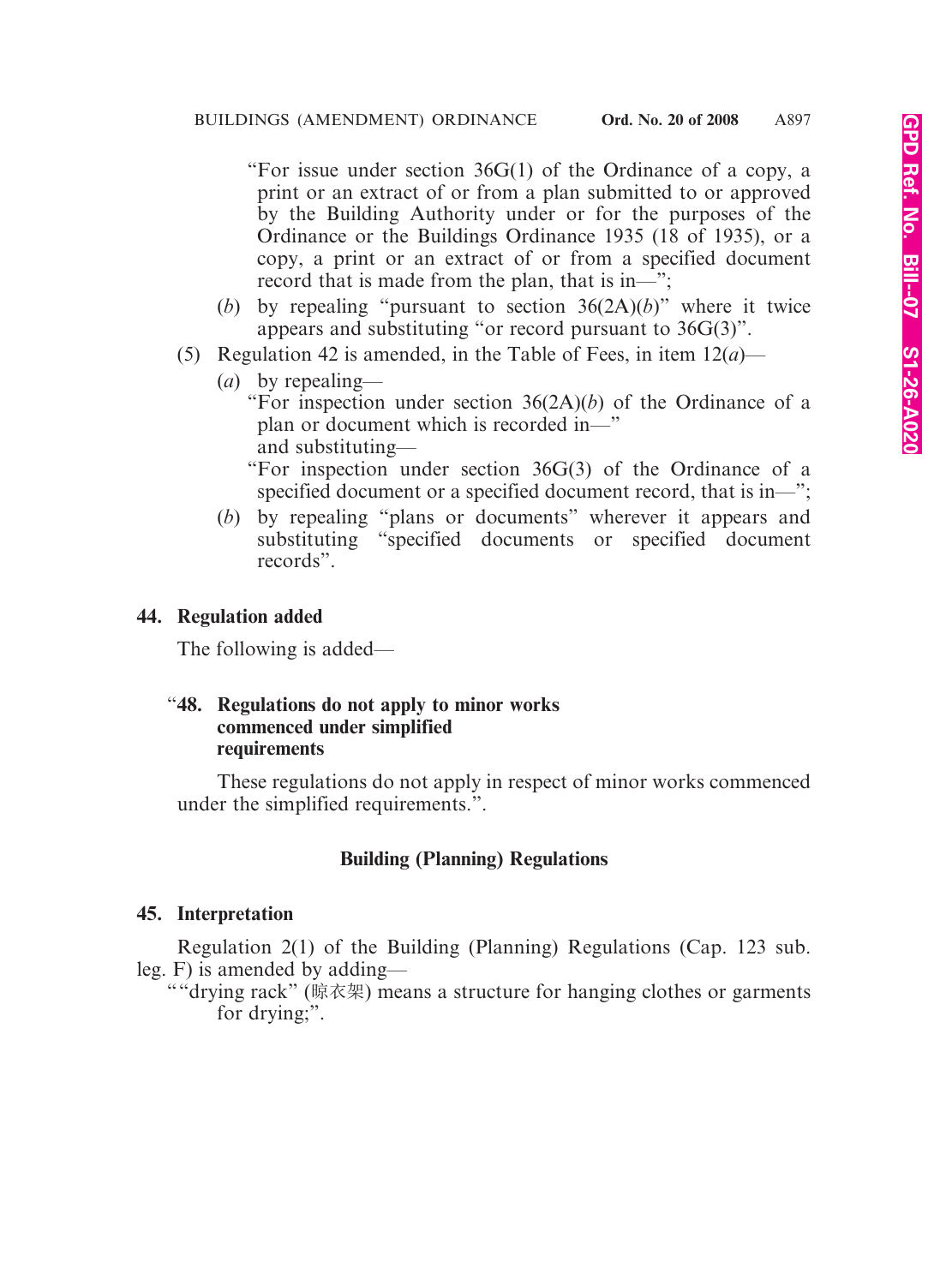"For issue under section 36G(1) of the Ordinance of a copy, a print or an extract of or from a plan submitted to or approved by the Building Authority under or for the purposes of the Ordinance or the Buildings Ordinance 1935 (18 of 1935), or a copy, a print or an extract of or from a specified document record that is made from the plan, that is in—";

(*b*) by repealing "pursuant to section 36(2A)(*b*)" where it twice appears and substituting "or record pursuant to 36G(3)".

(5) Regulation 42 is amended, in the Table of Fees, in item 12(*a*)—

(*a*) by repealing—

"For inspection under section 36(2A)(*b*) of the Ordinance of a plan or document which is recorded in—"

and substituting—

"For inspection under section 36G(3) of the Ordinance of a specified document or a specified document record, that is in—";

(*b*) by repealing "plans or documents" wherever it appears and substituting "specified documents or specified document records".

**44. Regulation added**

The following is added—

"**48. Regulations do not apply to minor works commenced under simplified requirements**

These regulations do not apply in respect of minor works commenced under the simplified requirements.".

**Building (Planning) Regulations**

**45. Interpretation**

Regulation 2(1) of the Building (Planning) Regulations (Cap. 123 sub. leg. F) is amended by adding—

""drying rack" (晾衣架) means a structure for hanging clothes or garments for drying;".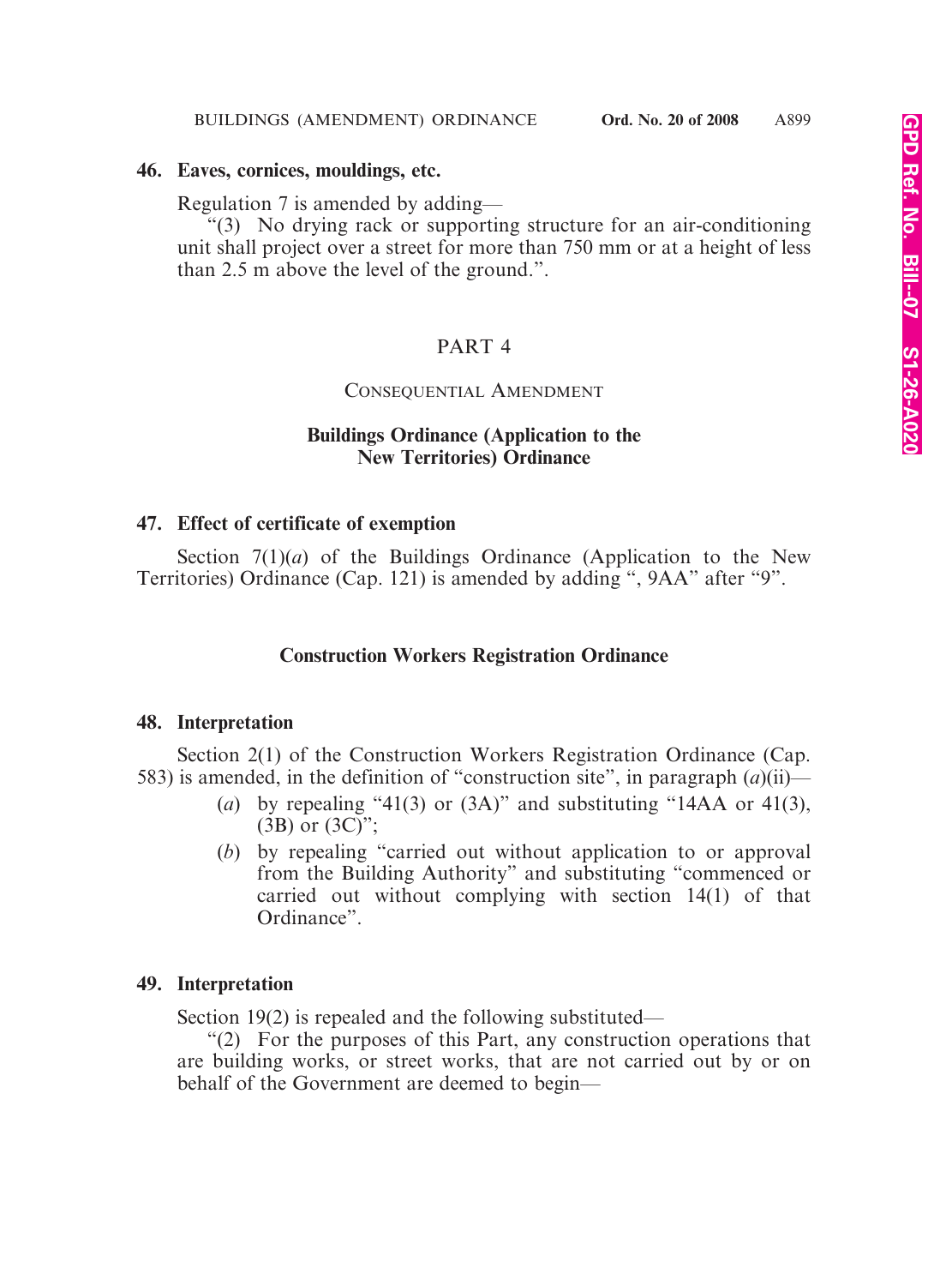**46. Eaves, cornices, mouldings, etc.**

Regulation 7 is amended by adding—

"(3) No drying rack or supporting structure for an air-conditioning unit shall project over a street for more than 750 mm or at a height of less than 2.5 m above the level of the ground.".

## PART 4

### Consequential Amendment

#### Buildings Ordinance (Application to the New Territories) Ordinance

**47. Effect of certificate of exemption**

Section 7(1)(*a*) of the Buildings Ordinance (Application to the New Territories) Ordinance (Cap. 121) is amended by adding ", 9AA" after "9".

#### Construction Workers Registration Ordinance

**48. Interpretation**

Section 2(1) of the Construction Workers Registration Ordinance (Cap. 583) is amended, in the definition of "construction site", in paragraph (*a*)(ii)—

(*a*) by repealing "41(3) or (3A)" and substituting "14AA or 41(3), (3B) or (3C)";

(*b*) by repealing "carried out without application to or approval from the Building Authority" and substituting "commenced or carried out without complying with section 14(1) of that Ordinance".

**49. Interpretation**

Section 19(2) is repealed and the following substituted—

"(2) For the purposes of this Part, any construction operations that are building works, or street works, that are not carried out by or on behalf of the Government are deemed to begin—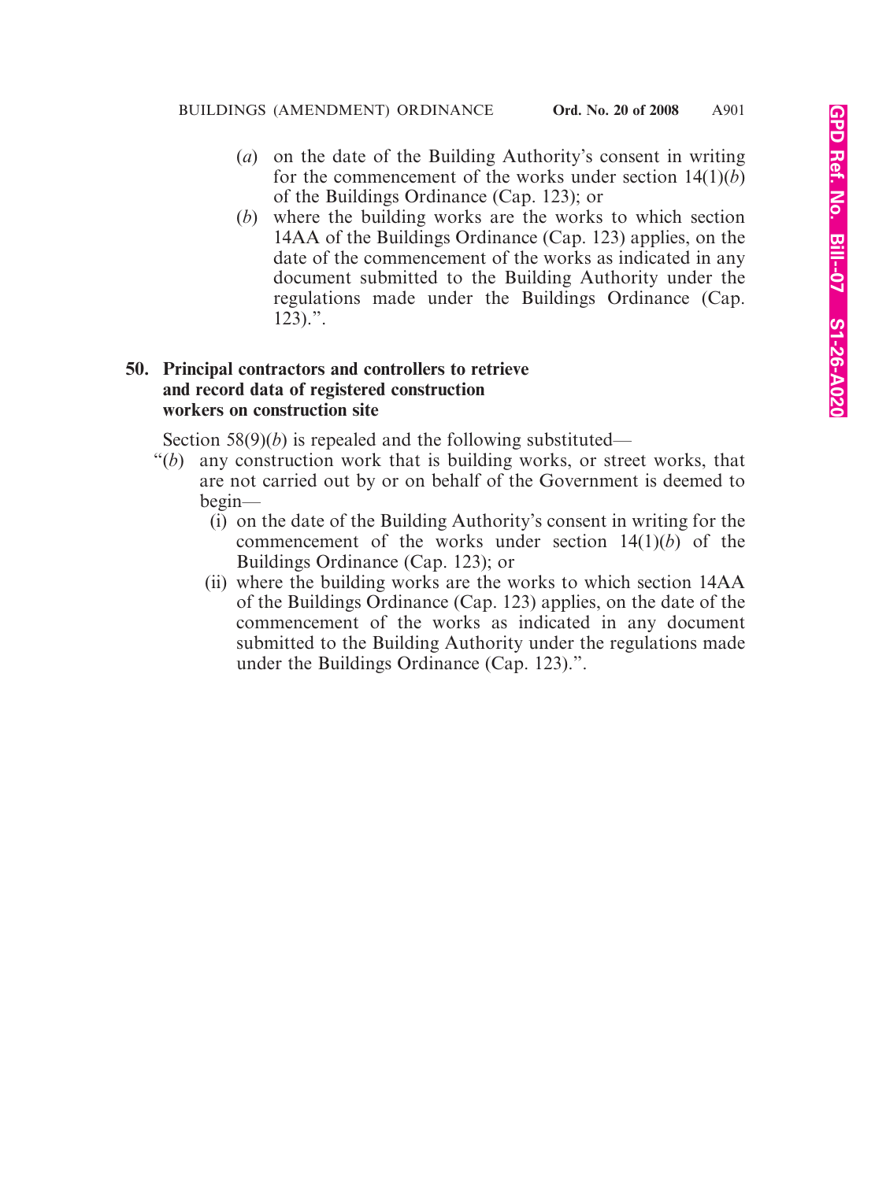(*a*) on the date of the Building Authority's consent in writing for the commencement of the works under section 14(1)(*b*) of the Buildings Ordinance (Cap. 123); or

(*b*) where the building works are the works to which section 14AA of the Buildings Ordinance (Cap. 123) applies, on the date of the commencement of the works as indicated in any document submitted to the Building Authority under the regulations made under the Buildings Ordinance (Cap. 123).".

**50. Principal contractors and controllers to retrieve and record data of registered construction workers on construction site**

Section 58(9)(*b*) is repealed and the following substituted—

"(*b*) any construction work that is building works, or street works, that are not carried out by or on behalf of the Government is deemed to begin—

(i) on the date of the Building Authority's consent in writing for the commencement of the works under section 14(1)(*b*) of the Buildings Ordinance (Cap. 123); or

(ii) where the building works are the works to which section 14AA of the Buildings Ordinance (Cap. 123) applies, on the date of the commencement of the works as indicated in any document submitted to the Building Authority under the regulations made under the Buildings Ordinance (Cap. 123).".